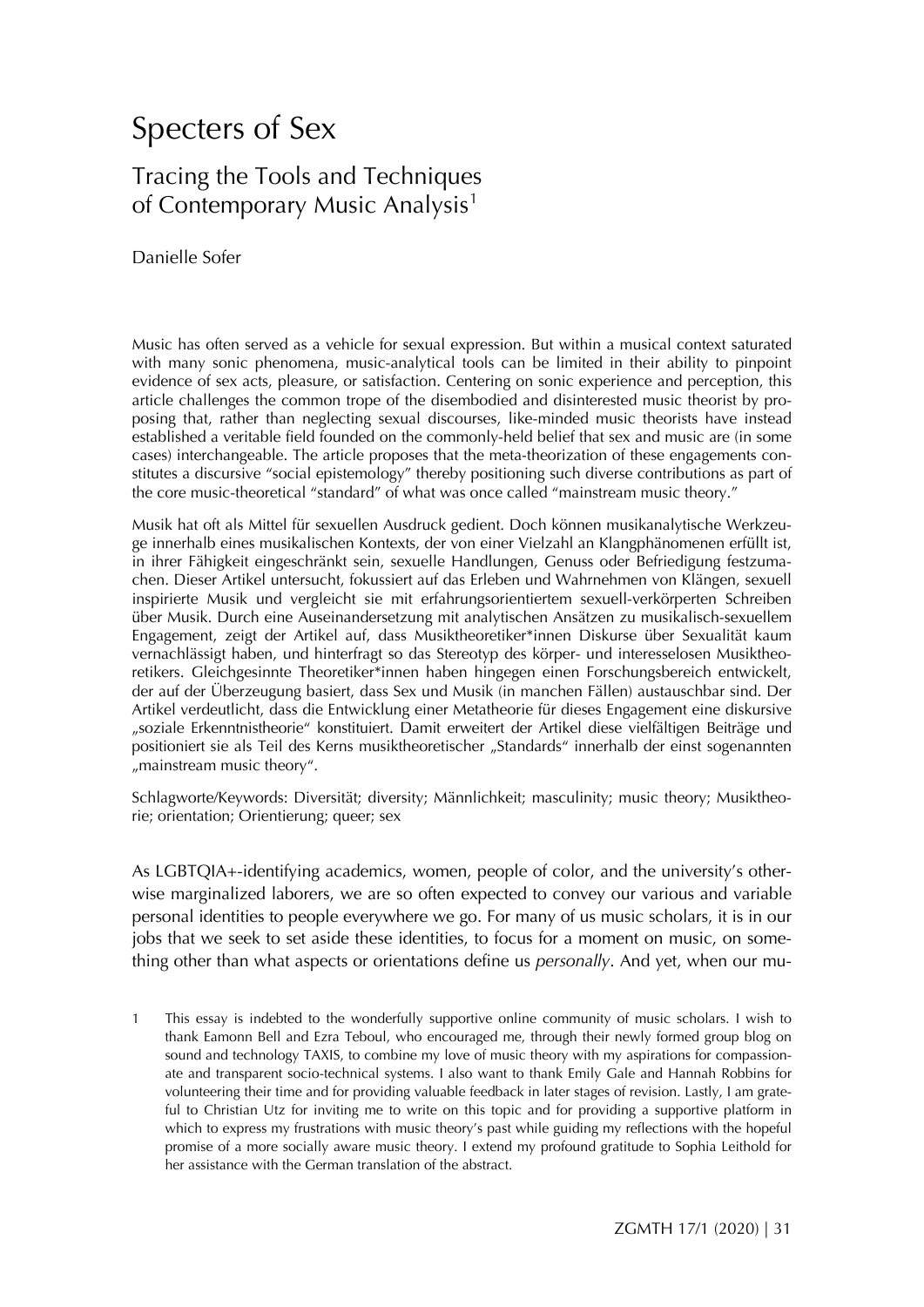# Specters of Sex

## Tracing the Tools and Techniques of Contemporary Music Analysis[1]

Danielle Sofer

Music has often served as a vehicle for sexual expression. But within a musical context saturated with many sonic phenomena, music-analytical tools can be limited in their ability to pinpoint evidence of sex acts, pleasure, or satisfaction. Centering on sonic experience and perception, this article challenges the common trope of the disembodied and disinterested music theorist by proposing that, rather than neglecting sexual discourses, like-minded music theorists have instead established a veritable field founded on the commonly-held belief that sex and music are (in some cases) interchangeable. The article proposes that the meta-theorization of these engagements constitutes a discursive "social epistemology" thereby positioning such diverse contributions as part of the core music-theoretical "standard" of what was once called "mainstream music theory."

Musik hat oft als Mittel für sexuellen Ausdruck gedient. Doch können musikanalytische Werkzeuge innerhalb eines musikalischen Kontexts, der von einer Vielzahl an Klangphänomenen erfüllt ist, in ihrer Fähigkeit eingeschränkt sein, sexuelle Handlungen, Genuss oder Befriedigung festzumachen. Dieser Artikel untersucht, fokussiert auf das Erleben und Wahrnehmen von Klängen, sexuell inspirierte Musik und vergleicht sie mit erfahrungsorientiertem sexuell-verkörperten Schreiben über Musik. Durch eine Auseinandersetzung mit analytischen Ansätzen zu musikalisch-sexuellem Engagement, zeigt der Artikel auf, dass Musiktheoretiker*innen Diskurse über Sexualität kaum vernachlässigt haben, und hinterfragt so das Stereotyp des körper- und interesselosen Musiktheoretikers. Gleichgesinnte Theoretiker*innen haben hingegen einen Forschungsbereich entwickelt, der auf der Überzeugung basiert, dass Sex und Musik (in manchen Fällen) austauschbar sind. Der Artikel verdeutlicht, dass die Entwicklung einer Metatheorie für dieses Engagement eine diskursive „soziale Erkenntnistheorie" konstituiert. Damit erweitert der Artikel diese vielfältigen Beiträge und positioniert sie als Teil des Kerns musiktheoretischer „Standards" innerhalb der einst sogenannten „mainstream music theory".

Schlagworte/Keywords: Diversität; diversity; Männlichkeit; masculinity; music theory; Musiktheorie; orientation; Orientierung; queer; sex

As LGBTQIA+-identifying academics, women, people of color, and the university's otherwise marginalized laborers, we are so often expected to convey our various and variable personal identities to people everywhere we go. For many of us music scholars, it is in our jobs that we seek to set aside these identities, to focus for a moment on music, on something other than what aspects or orientations define us *personally*. And yet, when our mu-

[1] This essay is indebted to the wonderfully supportive online community of music scholars. I wish to thank Eamonn Bell and Ezra Teboul, who encouraged me, through their newly formed group blog on sound and technology TAXIS, to combine my love of music theory with my aspirations for compassionate and transparent socio-technical systems. I also want to thank Emily Gale and Hannah Robbins for volunteering their time and for providing valuable feedback in later stages of revision. Lastly, I am grateful to Christian Utz for inviting me to write on this topic and for providing a supportive platform in which to express my frustrations with music theory's past while guiding my reflections with the hopeful promise of a more socially aware music theory. I extend my profound gratitude to Sophia Leithold for her assistance with the German translation of the abstract.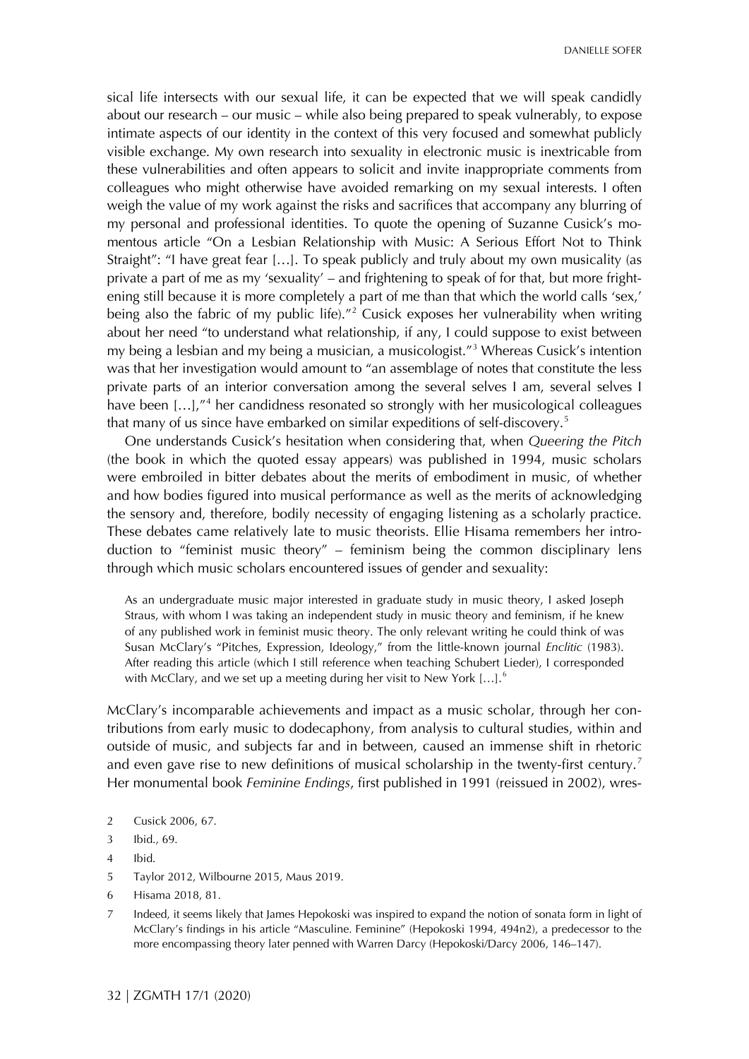sical life intersects with our sexual life, it can be expected that we will speak candidly about our research – our music – while also being prepared to speak vulnerably, to expose intimate aspects of our identity in the context of this very focused and somewhat publicly visible exchange. My own research into sexuality in electronic music is inextricable from these vulnerabilities and often appears to solicit and invite inappropriate comments from colleagues who might otherwise have avoided remarking on my sexual interests. I often weigh the value of my work against the risks and sacrifices that accompany any blurring of my personal and professional identities. To quote the opening of Suzanne Cusick's momentous article "On a Lesbian Relationship with Music: A Serious Effort Not to Think Straight": "I have great fear […]. To speak publicly and truly about my own musicality (as private a part of me as my 'sexuality' – and frightening to speak of for that, but more frightening still because it is more completely a part of me than that which the world calls 'sex,' being also the fabric of my public life)."[2] Cusick exposes her vulnerability when writing about her need "to understand what relationship, if any, I could suppose to exist between my being a lesbian and my being a musician, a musicologist."[3] Whereas Cusick's intention was that her investigation would amount to "an assemblage of notes that constitute the less private parts of an interior conversation among the several selves I am, several selves I have been […],"[4] her candidness resonated so strongly with her musicological colleagues that many of us since have embarked on similar expeditions of self-discovery.[5]

One understands Cusick's hesitation when considering that, when *Queering the Pitch* (the book in which the quoted essay appears) was published in 1994, music scholars were embroiled in bitter debates about the merits of embodiment in music, of whether and how bodies figured into musical performance as well as the merits of acknowledging the sensory and, therefore, bodily necessity of engaging listening as a scholarly practice. These debates came relatively late to music theorists. Ellie Hisama remembers her introduction to "feminist music theory" – feminism being the common disciplinary lens through which music scholars encountered issues of gender and sexuality:

> As an undergraduate music major interested in graduate study in music theory, I asked Joseph Straus, with whom I was taking an independent study in music theory and feminism, if he knew of any published work in feminist music theory. The only relevant writing he could think of was Susan McClary's "Pitches, Expression, Ideology," from the little-known journal *Enclitic* (1983). After reading this article (which I still reference when teaching Schubert Lieder), I corresponded with McClary, and we set up a meeting during her visit to New York […].[6]

McClary's incomparable achievements and impact as a music scholar, through her contributions from early music to dodecaphony, from analysis to cultural studies, within and outside of music, and subjects far and in between, caused an immense shift in rhetoric and even gave rise to new definitions of musical scholarship in the twenty-first century.[7] Her monumental book *Feminine Endings*, first published in 1991 (reissued in 2002), wres-

2 Cusick 2006, 67.

3 Ibid., 69.

4 Ibid.

5 Taylor 2012, Wilbourne 2015, Maus 2019.

6 Hisama 2018, 81.

7 Indeed, it seems likely that James Hepokoski was inspired to expand the notion of sonata form in light of McClary's findings in his article "Masculine. Feminine" (Hepokoski 1994, 494n2), a predecessor to the more encompassing theory later penned with Warren Darcy (Hepokoski/Darcy 2006, 146–147).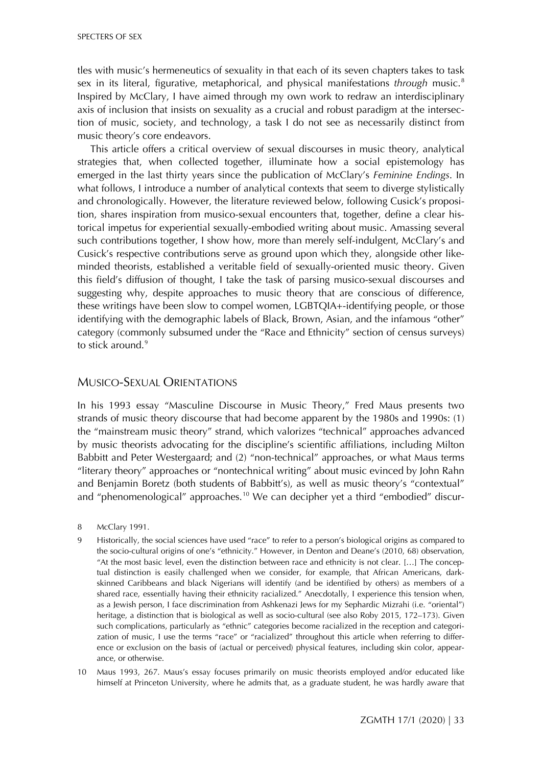tles with music's hermeneutics of sexuality in that each of its seven chapters takes to task sex in its literal, figurative, metaphorical, and physical manifestations *through* music.[8] Inspired by McClary, I have aimed through my own work to redraw an interdisciplinary axis of inclusion that insists on sexuality as a crucial and robust paradigm at the intersection of music, society, and technology, a task I do not see as necessarily distinct from music theory's core endeavors.

This article offers a critical overview of sexual discourses in music theory, analytical strategies that, when collected together, illuminate how a social epistemology has emerged in the last thirty years since the publication of McClary's *Feminine Endings*. In what follows, I introduce a number of analytical contexts that seem to diverge stylistically and chronologically. However, the literature reviewed below, following Cusick's proposition, shares inspiration from musico-sexual encounters that, together, define a clear historical impetus for experiential sexually-embodied writing about music. Amassing several such contributions together, I show how, more than merely self-indulgent, McClary's and Cusick's respective contributions serve as ground upon which they, alongside other like-minded theorists, established a veritable field of sexually-oriented music theory. Given this field's diffusion of thought, I take the task of parsing musico-sexual discourses and suggesting why, despite approaches to music theory that are conscious of difference, these writings have been slow to compel women, LGBTQIA+-identifying people, or those identifying with the demographic labels of Black, Brown, Asian, and the infamous "other" category (commonly subsumed under the "Race and Ethnicity" section of census surveys) to stick around.[9]

## Musico-Sexual Orientations

In his 1993 essay "Masculine Discourse in Music Theory," Fred Maus presents two strands of music theory discourse that had become apparent by the 1980s and 1990s: (1) the "mainstream music theory" strand, which valorizes "technical" approaches advanced by music theorists advocating for the discipline's scientific affiliations, including Milton Babbitt and Peter Westergaard; and (2) "non-technical" approaches, or what Maus terms "literary theory" approaches or "nontechnical writing" about music evinced by John Rahn and Benjamin Boretz (both students of Babbitt's), as well as music theory's "contextual" and "phenomenological" approaches.[10] We can decipher yet a third "embodied" discur-

[8] McClary 1991.

[9] Historically, the social sciences have used "race" to refer to a person's biological origins as compared to the socio-cultural origins of one's "ethnicity." However, in Denton and Deane's (2010, 68) observation, "At the most basic level, even the distinction between race and ethnicity is not clear. […] The conceptual distinction is easily challenged when we consider, for example, that African Americans, dark-skinned Caribbeans and black Nigerians will identify (and be identified by others) as members of a shared race, essentially having their ethnicity racialized." Anecdotally, I experience this tension when, as a Jewish person, I face discrimination from Ashkenazi Jews for my Sephardic Mizrahi (i.e. "oriental") heritage, a distinction that is biological as well as socio-cultural (see also Roby 2015, 172–173). Given such complications, particularly as "ethnic" categories become racialized in the reception and categorization of music, I use the terms "race" or "racialized" throughout this article when referring to difference or exclusion on the basis of (actual or perceived) physical features, including skin color, appearance, or otherwise.

[10] Maus 1993, 267. Maus's essay focuses primarily on music theorists employed and/or educated like himself at Princeton University, where he admits that, as a graduate student, he was hardly aware that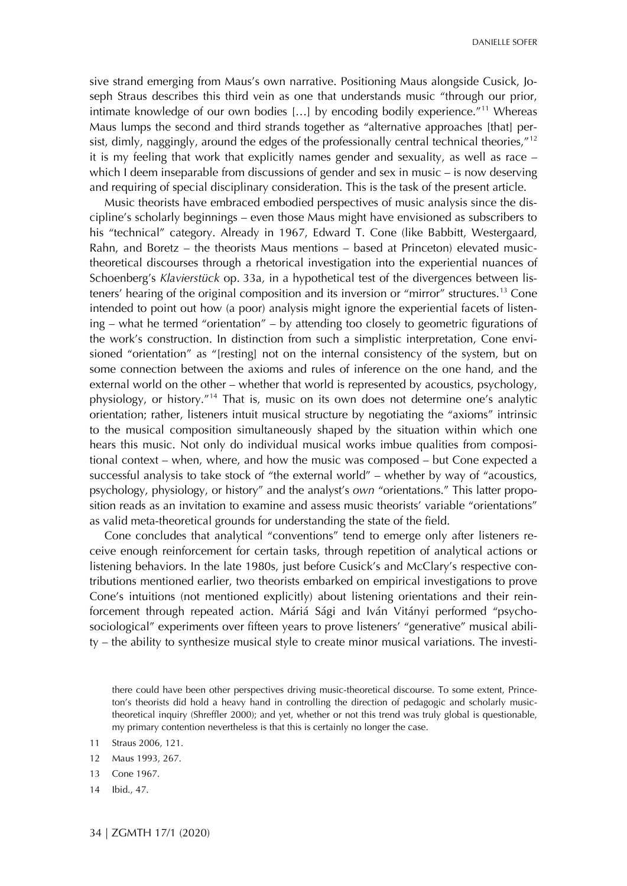sive strand emerging from Maus's own narrative. Positioning Maus alongside Cusick, Joseph Straus describes this third vein as one that understands music "through our prior, intimate knowledge of our own bodies […] by encoding bodily experience."[11] Whereas Maus lumps the second and third strands together as "alternative approaches [that] persist, dimly, naggingly, around the edges of the professionally central technical theories,"[12] it is my feeling that work that explicitly names gender and sexuality, as well as race – which I deem inseparable from discussions of gender and sex in music – is now deserving and requiring of special disciplinary consideration. This is the task of the present article.

Music theorists have embraced embodied perspectives of music analysis since the discipline's scholarly beginnings – even those Maus might have envisioned as subscribers to his "technical" category. Already in 1967, Edward T. Cone (like Babbitt, Westergaard, Rahn, and Boretz – the theorists Maus mentions – based at Princeton) elevated music-theoretical discourses through a rhetorical investigation into the experiential nuances of Schoenberg's *Klavierstück* op. 33a, in a hypothetical test of the divergences between listeners' hearing of the original composition and its inversion or "mirror" structures.[13] Cone intended to point out how (a poor) analysis might ignore the experiential facets of listening – what he termed "orientation" – by attending too closely to geometric figurations of the work's construction. In distinction from such a simplistic interpretation, Cone envisioned "orientation" as "[resting] not on the internal consistency of the system, but on some connection between the axioms and rules of inference on the one hand, and the external world on the other – whether that world is represented by acoustics, psychology, physiology, or history."[14] That is, music on its own does not determine one's analytic orientation; rather, listeners intuit musical structure by negotiating the "axioms" intrinsic to the musical composition simultaneously shaped by the situation within which one hears this music. Not only do individual musical works imbue qualities from compositional context – when, where, and how the music was composed – but Cone expected a successful analysis to take stock of "the external world" – whether by way of "acoustics, psychology, physiology, or history" and the analyst's *own* "orientations." This latter proposition reads as an invitation to examine and assess music theorists' variable "orientations" as valid meta-theoretical grounds for understanding the state of the field.

Cone concludes that analytical "conventions" tend to emerge only after listeners receive enough reinforcement for certain tasks, through repetition of analytical actions or listening behaviors. In the late 1980s, just before Cusick's and McClary's respective contributions mentioned earlier, two theorists embarked on empirical investigations to prove Cone's intuitions (not mentioned explicitly) about listening orientations and their reinforcement through repeated action. Máriá Sági and Iván Vitányi performed "psycho-sociological" experiments over fifteen years to prove listeners' "generative" musical ability – the ability to synthesize musical style to create minor musical variations. The investi-

there could have been other perspectives driving music-theoretical discourse. To some extent, Princeton's theorists did hold a heavy hand in controlling the direction of pedagogic and scholarly music-theoretical inquiry (Shreffler 2000); and yet, whether or not this trend was truly global is questionable, my primary contention nevertheless is that this is certainly no longer the case.

11 Straus 2006, 121.

12 Maus 1993, 267.

13 Cone 1967.

14 Ibid., 47.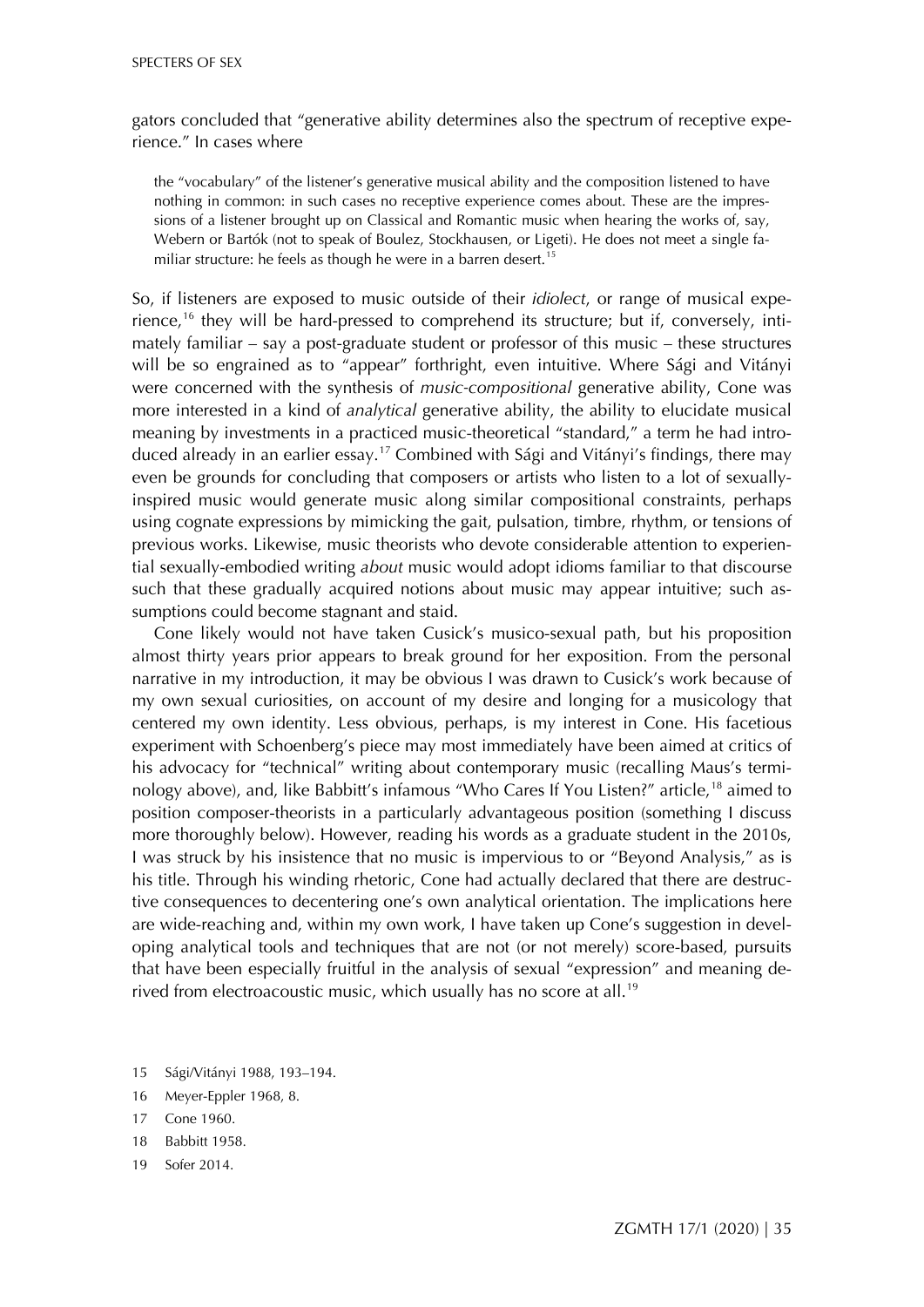gators concluded that "generative ability determines also the spectrum of receptive experience." In cases where

> the "vocabulary" of the listener's generative musical ability and the composition listened to have nothing in common: in such cases no receptive experience comes about. These are the impressions of a listener brought up on Classical and Romantic music when hearing the works of, say, Webern or Bartók (not to speak of Boulez, Stockhausen, or Ligeti). He does not meet a single familiar structure: he feels as though he were in a barren desert.[15]

So, if listeners are exposed to music outside of their *idiolect*, or range of musical experience,[16] they will be hard-pressed to comprehend its structure; but if, conversely, intimately familiar – say a post-graduate student or professor of this music – these structures will be so engrained as to "appear" forthright, even intuitive. Where Sági and Vitányi were concerned with the synthesis of *music-compositional* generative ability, Cone was more interested in a kind of *analytical* generative ability, the ability to elucidate musical meaning by investments in a practiced music-theoretical "standard," a term he had introduced already in an earlier essay.[17] Combined with Sági and Vitányi's findings, there may even be grounds for concluding that composers or artists who listen to a lot of sexually-inspired music would generate music along similar compositional constraints, perhaps using cognate expressions by mimicking the gait, pulsation, timbre, rhythm, or tensions of previous works. Likewise, music theorists who devote considerable attention to experiential sexually-embodied writing *about* music would adopt idioms familiar to that discourse such that these gradually acquired notions about music may appear intuitive; such assumptions could become stagnant and staid.

Cone likely would not have taken Cusick's musico-sexual path, but his proposition almost thirty years prior appears to break ground for her exposition. From the personal narrative in my introduction, it may be obvious I was drawn to Cusick's work because of my own sexual curiosities, on account of my desire and longing for a musicology that centered my own identity. Less obvious, perhaps, is my interest in Cone. His facetious experiment with Schoenberg's piece may most immediately have been aimed at critics of his advocacy for "technical" writing about contemporary music (recalling Maus's terminology above), and, like Babbitt's infamous "Who Cares If You Listen?" article,[18] aimed to position composer-theorists in a particularly advantageous position (something I discuss more thoroughly below). However, reading his words as a graduate student in the 2010s, I was struck by his insistence that no music is impervious to or "Beyond Analysis," as is his title. Through his winding rhetoric, Cone had actually declared that there are destructive consequences to decentering one's own analytical orientation. The implications here are wide-reaching and, within my own work, I have taken up Cone's suggestion in developing analytical tools and techniques that are not (or not merely) score-based, pursuits that have been especially fruitful in the analysis of sexual "expression" and meaning derived from electroacoustic music, which usually has no score at all.[19]

15 Sági/Vitányi 1988, 193–194.

16 Meyer-Eppler 1968, 8.

17 Cone 1960.

18 Babbitt 1958.

19 Sofer 2014.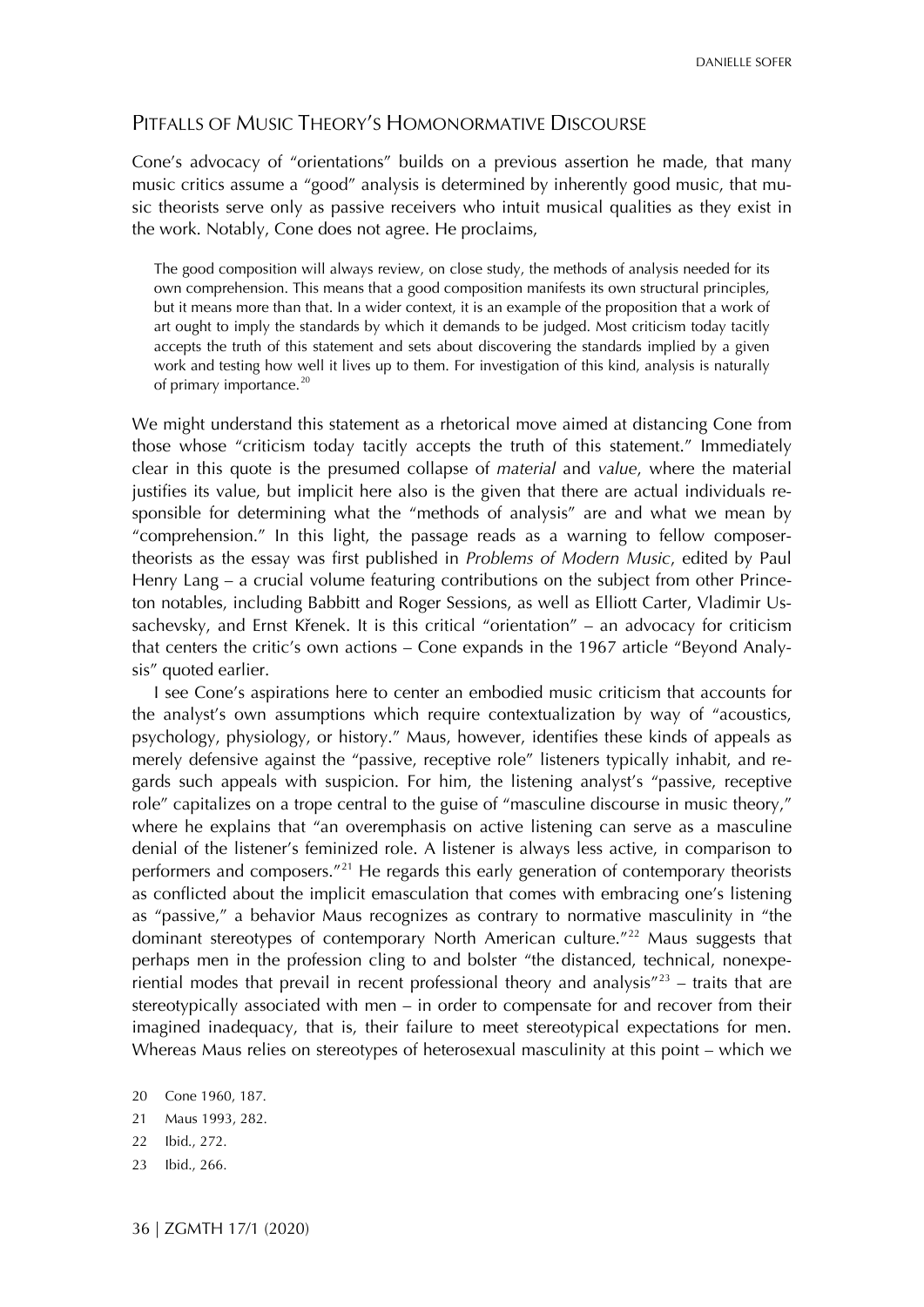## Pitfalls of Music Theory's Homonormative Discourse

Cone's advocacy of "orientations" builds on a previous assertion he made, that many music critics assume a "good" analysis is determined by inherently good music, that music theorists serve only as passive receivers who intuit musical qualities as they exist in the work. Notably, Cone does not agree. He proclaims,

> The good composition will always review, on close study, the methods of analysis needed for its own comprehension. This means that a good composition manifests its own structural principles, but it means more than that. In a wider context, it is an example of the proposition that a work of art ought to imply the standards by which it demands to be judged. Most criticism today tacitly accepts the truth of this statement and sets about discovering the standards implied by a given work and testing how well it lives up to them. For investigation of this kind, analysis is naturally of primary importance.[20]

We might understand this statement as a rhetorical move aimed at distancing Cone from those whose "criticism today tacitly accepts the truth of this statement." Immediately clear in this quote is the presumed collapse of *material* and *value*, where the material justifies its value, but implicit here also is the given that there are actual individuals responsible for determining what the "methods of analysis" are and what we mean by "comprehension." In this light, the passage reads as a warning to fellow composer-theorists as the essay was first published in *Problems of Modern Music*, edited by Paul Henry Lang – a crucial volume featuring contributions on the subject from other Princeton notables, including Babbitt and Roger Sessions, as well as Elliott Carter, Vladimir Ussachevsky, and Ernst Křenek. It is this critical "orientation" – an advocacy for criticism that centers the critic's own actions – Cone expands in the 1967 article "Beyond Analysis" quoted earlier.

I see Cone's aspirations here to center an embodied music criticism that accounts for the analyst's own assumptions which require contextualization by way of "acoustics, psychology, physiology, or history." Maus, however, identifies these kinds of appeals as merely defensive against the "passive, receptive role" listeners typically inhabit, and regards such appeals with suspicion. For him, the listening analyst's "passive, receptive role" capitalizes on a trope central to the guise of "masculine discourse in music theory," where he explains that "an overemphasis on active listening can serve as a masculine denial of the listener's feminized role. A listener is always less active, in comparison to performers and composers."[21] He regards this early generation of contemporary theorists as conflicted about the implicit emasculation that comes with embracing one's listening as "passive," a behavior Maus recognizes as contrary to normative masculinity in "the dominant stereotypes of contemporary North American culture."[22] Maus suggests that perhaps men in the profession cling to and bolster "the distanced, technical, nonexperiential modes that prevail in recent professional theory and analysis"[23] – traits that are stereotypically associated with men – in order to compensate for and recover from their imagined inadequacy, that is, their failure to meet stereotypical expectations for men. Whereas Maus relies on stereotypes of heterosexual masculinity at this point – which we

20 Cone 1960, 187.

21 Maus 1993, 282.

22 Ibid., 272.

23 Ibid., 266.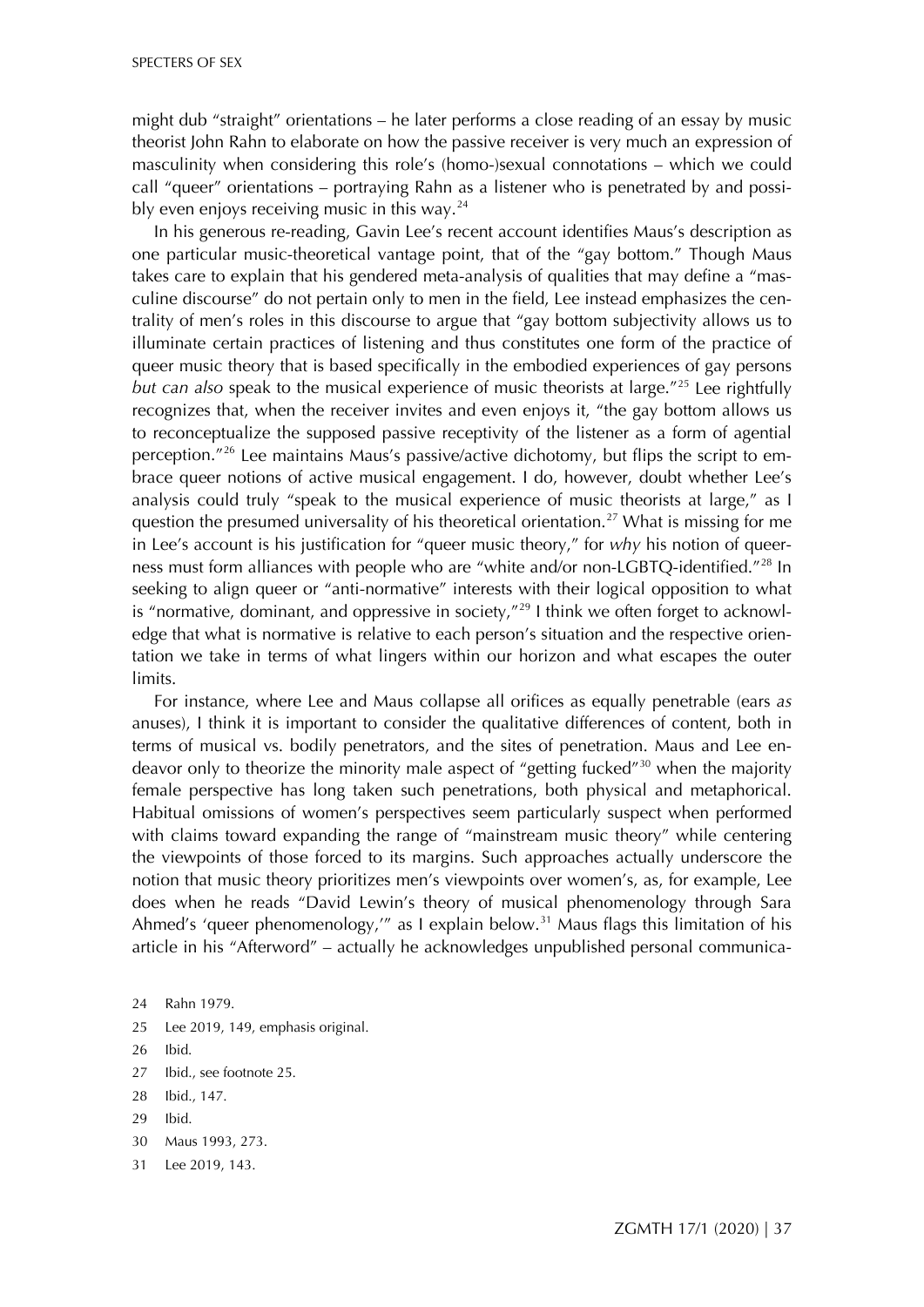might dub "straight" orientations – he later performs a close reading of an essay by music theorist John Rahn to elaborate on how the passive receiver is very much an expression of masculinity when considering this role's (homo-)sexual connotations – which we could call "queer" orientations – portraying Rahn as a listener who is penetrated by and possibly even enjoys receiving music in this way.[24]

In his generous re-reading, Gavin Lee's recent account identifies Maus's description as one particular music-theoretical vantage point, that of the "gay bottom." Though Maus takes care to explain that his gendered meta-analysis of qualities that may define a "masculine discourse" do not pertain only to men in the field, Lee instead emphasizes the centrality of men's roles in this discourse to argue that "gay bottom subjectivity allows us to illuminate certain practices of listening and thus constitutes one form of the practice of queer music theory that is based specifically in the embodied experiences of gay persons *but can also* speak to the musical experience of music theorists at large."[25] Lee rightfully recognizes that, when the receiver invites and even enjoys it, "the gay bottom allows us to reconceptualize the supposed passive receptivity of the listener as a form of agential perception."[26] Lee maintains Maus's passive/active dichotomy, but flips the script to embrace queer notions of active musical engagement. I do, however, doubt whether Lee's analysis could truly "speak to the musical experience of music theorists at large," as I question the presumed universality of his theoretical orientation.[27] What is missing for me in Lee's account is his justification for "queer music theory," for *why* his notion of queerness must form alliances with people who are "white and/or non-LGBTQ-identified."[28] In seeking to align queer or "anti-normative" interests with their logical opposition to what is "normative, dominant, and oppressive in society,"[29] I think we often forget to acknowledge that what is normative is relative to each person's situation and the respective orientation we take in terms of what lingers within our horizon and what escapes the outer limits.

For instance, where Lee and Maus collapse all orifices as equally penetrable (ears *as* anuses), I think it is important to consider the qualitative differences of content, both in terms of musical vs. bodily penetrators, and the sites of penetration. Maus and Lee endeavor only to theorize the minority male aspect of "getting fucked"[30] when the majority female perspective has long taken such penetrations, both physical and metaphorical. Habitual omissions of women's perspectives seem particularly suspect when performed with claims toward expanding the range of "mainstream music theory" while centering the viewpoints of those forced to its margins. Such approaches actually underscore the notion that music theory prioritizes men's viewpoints over women's, as, for example, Lee does when he reads "David Lewin's theory of musical phenomenology through Sara Ahmed's 'queer phenomenology,'" as I explain below.[31] Maus flags this limitation of his article in his "Afterword" – actually he acknowledges unpublished personal communica-

24 Rahn 1979.

25 Lee 2019, 149, emphasis original.

26 Ibid.

27 Ibid., see footnote 25.

28 Ibid., 147.

29 Ibid.

30 Maus 1993, 273.

31 Lee 2019, 143.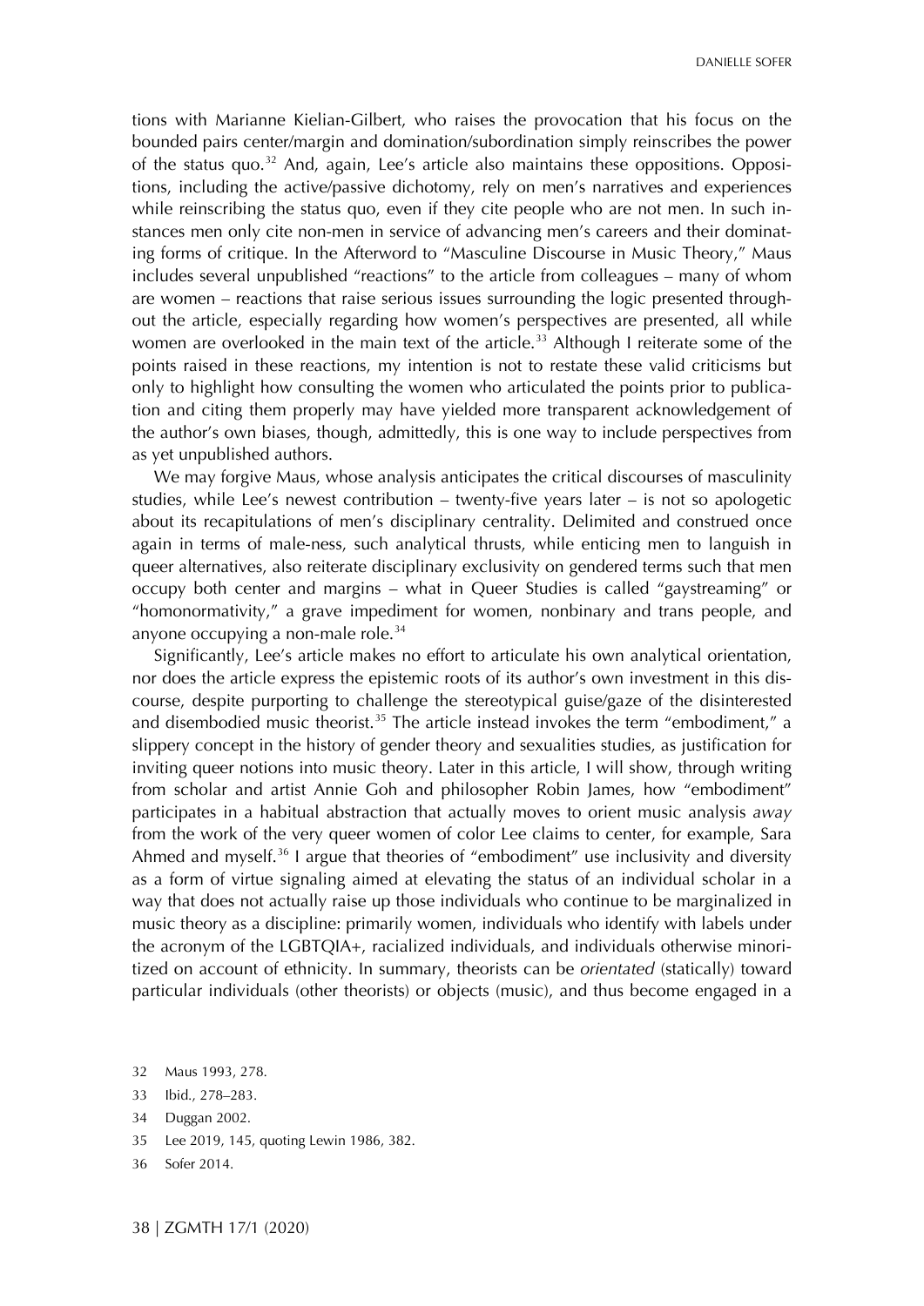tions with Marianne Kielian-Gilbert, who raises the provocation that his focus on the bounded pairs center/margin and domination/subordination simply reinscribes the power of the status quo.[32] And, again, Lee's article also maintains these oppositions. Oppositions, including the active/passive dichotomy, rely on men's narratives and experiences while reinscribing the status quo, even if they cite people who are not men. In such instances men only cite non-men in service of advancing men's careers and their dominating forms of critique. In the Afterword to "Masculine Discourse in Music Theory," Maus includes several unpublished "reactions" to the article from colleagues – many of whom are women – reactions that raise serious issues surrounding the logic presented throughout the article, especially regarding how women's perspectives are presented, all while women are overlooked in the main text of the article.[33] Although I reiterate some of the points raised in these reactions, my intention is not to restate these valid criticisms but only to highlight how consulting the women who articulated the points prior to publication and citing them properly may have yielded more transparent acknowledgement of the author's own biases, though, admittedly, this is one way to include perspectives from as yet unpublished authors.

We may forgive Maus, whose analysis anticipates the critical discourses of masculinity studies, while Lee's newest contribution – twenty-five years later – is not so apologetic about its recapitulations of men's disciplinary centrality. Delimited and construed once again in terms of male-ness, such analytical thrusts, while enticing men to languish in queer alternatives, also reiterate disciplinary exclusivity on gendered terms such that men occupy both center and margins – what in Queer Studies is called "gaystreaming" or "homonormativity," a grave impediment for women, nonbinary and trans people, and anyone occupying a non-male role.[34]

Significantly, Lee's article makes no effort to articulate his own analytical orientation, nor does the article express the epistemic roots of its author's own investment in this discourse, despite purporting to challenge the stereotypical guise/gaze of the disinterested and disembodied music theorist.[35] The article instead invokes the term "embodiment," a slippery concept in the history of gender theory and sexualities studies, as justification for inviting queer notions into music theory. Later in this article, I will show, through writing from scholar and artist Annie Goh and philosopher Robin James, how "embodiment" participates in a habitual abstraction that actually moves to orient music analysis *away* from the work of the very queer women of color Lee claims to center, for example, Sara Ahmed and myself.[36] I argue that theories of "embodiment" use inclusivity and diversity as a form of virtue signaling aimed at elevating the status of an individual scholar in a way that does not actually raise up those individuals who continue to be marginalized in music theory as a discipline: primarily women, individuals who identify with labels under the acronym of the LGBTQIA+, racialized individuals, and individuals otherwise minoritized on account of ethnicity. In summary, theorists can be *orientated* (statically) toward particular individuals (other theorists) or objects (music), and thus become engaged in a

32 Maus 1993, 278.

33 Ibid., 278–283.

34 Duggan 2002.

35 Lee 2019, 145, quoting Lewin 1986, 382.

36 Sofer 2014.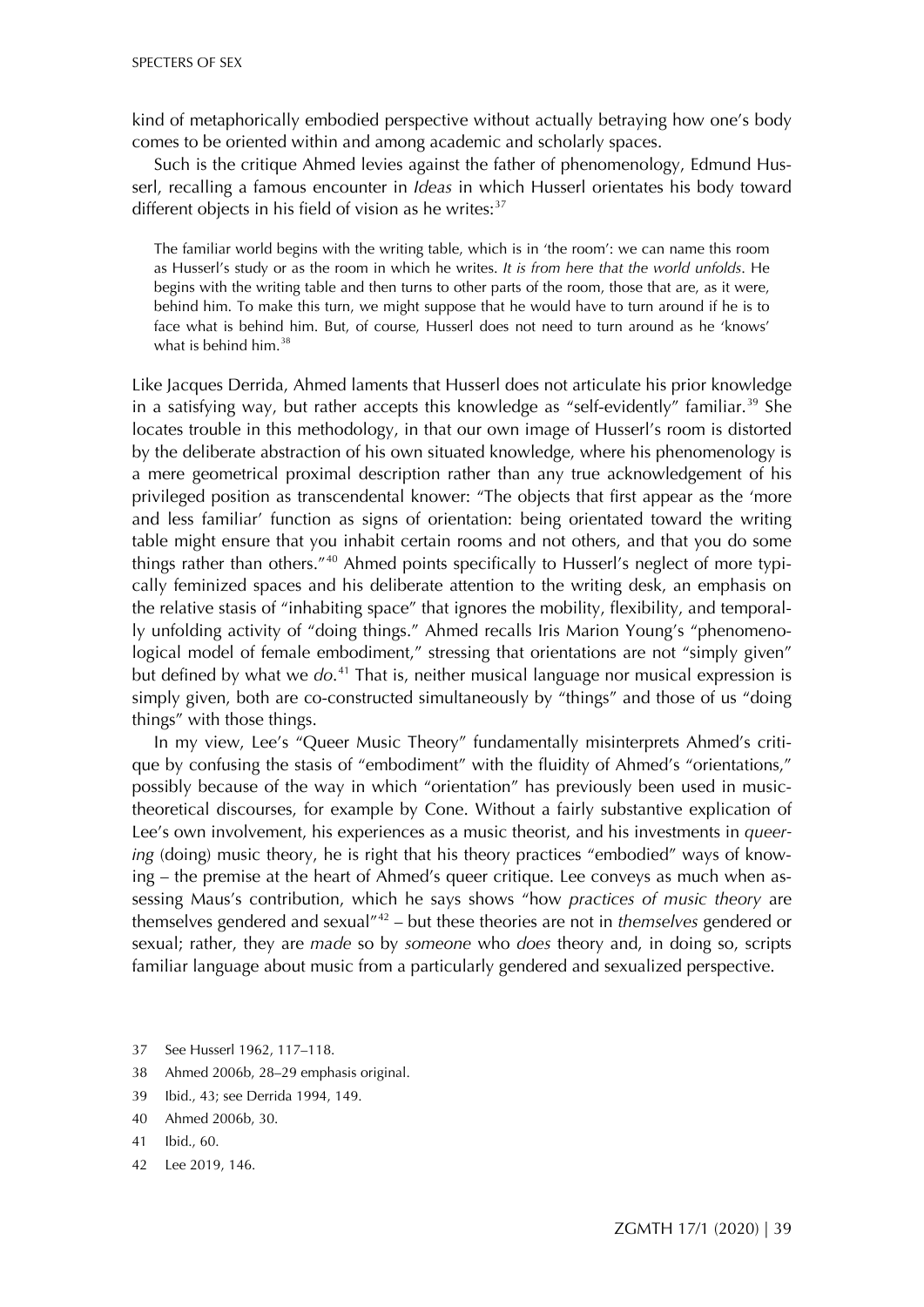kind of metaphorically embodied perspective without actually betraying how one's body comes to be oriented within and among academic and scholarly spaces.

Such is the critique Ahmed levies against the father of phenomenology, Edmund Husserl, recalling a famous encounter in *Ideas* in which Husserl orientates his body toward different objects in his field of vision as he writes:[37]

> The familiar world begins with the writing table, which is in 'the room': we can name this room as Husserl's study or as the room in which he writes. *It is from here that the world unfolds*. He begins with the writing table and then turns to other parts of the room, those that are, as it were, behind him. To make this turn, we might suppose that he would have to turn around if he is to face what is behind him. But, of course, Husserl does not need to turn around as he 'knows' what is behind him.[38]

Like Jacques Derrida, Ahmed laments that Husserl does not articulate his prior knowledge in a satisfying way, but rather accepts this knowledge as "self-evidently" familiar.[39] She locates trouble in this methodology, in that our own image of Husserl's room is distorted by the deliberate abstraction of his own situated knowledge, where his phenomenology is a mere geometrical proximal description rather than any true acknowledgement of his privileged position as transcendental knower: "The objects that first appear as the 'more and less familiar' function as signs of orientation: being orientated toward the writing table might ensure that you inhabit certain rooms and not others, and that you do some things rather than others."[40] Ahmed points specifically to Husserl's neglect of more typically feminized spaces and his deliberate attention to the writing desk, an emphasis on the relative stasis of "inhabiting space" that ignores the mobility, flexibility, and temporally unfolding activity of "doing things." Ahmed recalls Iris Marion Young's "phenomenological model of female embodiment," stressing that orientations are not "simply given" but defined by what we *do*.[41] That is, neither musical language nor musical expression is simply given, both are co-constructed simultaneously by "things" and those of us "doing things" with those things.

In my view, Lee's "Queer Music Theory" fundamentally misinterprets Ahmed's critique by confusing the stasis of "embodiment" with the fluidity of Ahmed's "orientations," possibly because of the way in which "orientation" has previously been used in music-theoretical discourses, for example by Cone. Without a fairly substantive explication of Lee's own involvement, his experiences as a music theorist, and his investments in *queering* (doing) music theory, he is right that his theory practices "embodied" ways of knowing – the premise at the heart of Ahmed's queer critique. Lee conveys as much when assessing Maus's contribution, which he says shows "how *practices of music theory* are themselves gendered and sexual"[42] – but these theories are not in *themselves* gendered or sexual; rather, they are *made* so by *someone* who *does* theory and, in doing so, scripts familiar language about music from a particularly gendered and sexualized perspective.

37 See Husserl 1962, 117–118.

38 Ahmed 2006b, 28–29 emphasis original.

39 Ibid., 43; see Derrida 1994, 149.

40 Ahmed 2006b, 30.

41 Ibid., 60.

42 Lee 2019, 146.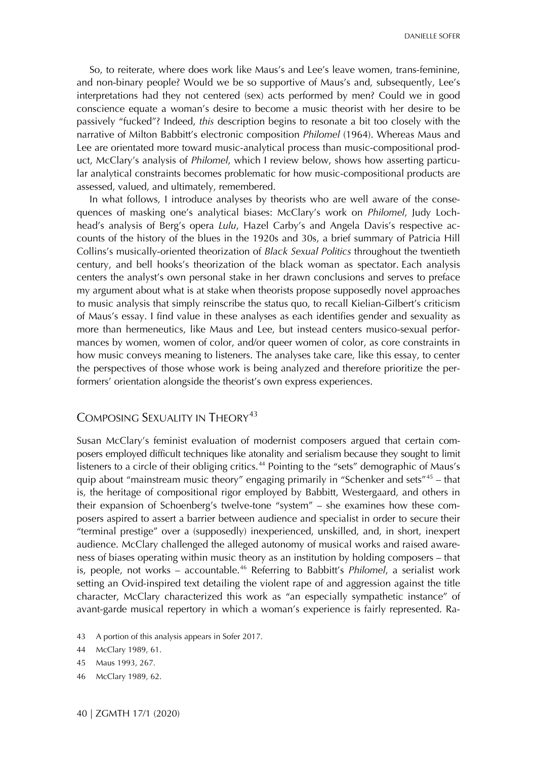So, to reiterate, where does work like Maus's and Lee's leave women, trans-feminine, and non-binary people? Would we be so supportive of Maus's and, subsequently, Lee's interpretations had they not centered (sex) acts performed by men? Could we in good conscience equate a woman's desire to become a music theorist with her desire to be passively "fucked"? Indeed, *this* description begins to resonate a bit too closely with the narrative of Milton Babbitt's electronic composition *Philomel* (1964). Whereas Maus and Lee are orientated more toward music-analytical process than music-compositional product, McClary's analysis of *Philomel*, which I review below, shows how asserting particular analytical constraints becomes problematic for how music-compositional products are assessed, valued, and ultimately, remembered.

In what follows, I introduce analyses by theorists who are well aware of the consequences of masking one's analytical biases: McClary's work on *Philomel*, Judy Lochhead's analysis of Berg's opera *Lulu*, Hazel Carby's and Angela Davis's respective accounts of the history of the blues in the 1920s and 30s, a brief summary of Patricia Hill Collins's musically-oriented theorization of *Black Sexual Politics* throughout the twentieth century, and bell hooks's theorization of the black woman as spectator. Each analysis centers the analyst's own personal stake in her drawn conclusions and serves to preface my argument about what is at stake when theorists propose supposedly novel approaches to music analysis that simply reinscribe the status quo, to recall Kielian-Gilbert's criticism of Maus's essay. I find value in these analyses as each identifies gender and sexuality as more than hermeneutics, like Maus and Lee, but instead centers musico-sexual performances by women, women of color, and/or queer women of color, as core constraints in how music conveys meaning to listeners. The analyses take care, like this essay, to center the perspectives of those whose work is being analyzed and therefore prioritize the performers' orientation alongside the theorist's own express experiences.

## Composing Sexuality in Theory[43]

Susan McClary's feminist evaluation of modernist composers argued that certain composers employed difficult techniques like atonality and serialism because they sought to limit listeners to a circle of their obliging critics.[44] Pointing to the "sets" demographic of Maus's quip about "mainstream music theory" engaging primarily in "Schenker and sets"[45] – that is, the heritage of compositional rigor employed by Babbitt, Westergaard, and others in their expansion of Schoenberg's twelve-tone "system" – she examines how these composers aspired to assert a barrier between audience and specialist in order to secure their "terminal prestige" over a (supposedly) inexperienced, unskilled, and, in short, inexpert audience. McClary challenged the alleged autonomy of musical works and raised awareness of biases operating within music theory as an institution by holding composers – that is, people, not works – accountable.[46] Referring to Babbitt's *Philomel*, a serialist work setting an Ovid-inspired text detailing the violent rape of and aggression against the title character, McClary characterized this work as "an especially sympathetic instance" of avant-garde musical repertory in which a woman's experience is fairly represented. Ra-

43 A portion of this analysis appears in Sofer 2017.

44 McClary 1989, 61.

45 Maus 1993, 267.

46 McClary 1989, 62.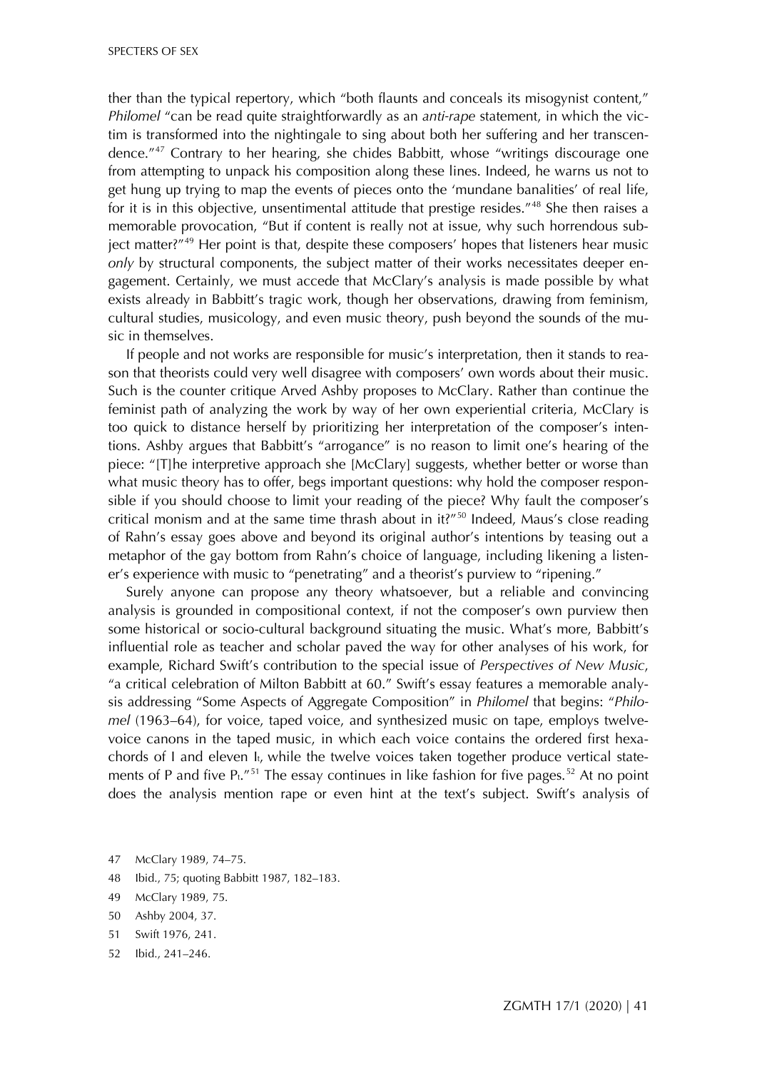ther than the typical repertory, which "both flaunts and conceals its misogynist content," *Philomel* "can be read quite straightforwardly as an *anti-rape* statement, in which the victim is transformed into the nightingale to sing about both her suffering and her transcendence."[47] Contrary to her hearing, she chides Babbitt, whose "writings discourage one from attempting to unpack his composition along these lines. Indeed, he warns us not to get hung up trying to map the events of pieces onto the 'mundane banalities' of real life, for it is in this objective, unsentimental attitude that prestige resides."[48] She then raises a memorable provocation, "But if content is really not at issue, why such horrendous subject matter?"[49] Her point is that, despite these composers' hopes that listeners hear music *only* by structural components, the subject matter of their works necessitates deeper engagement. Certainly, we must accede that McClary's analysis is made possible by what exists already in Babbitt's tragic work, though her observations, drawing from feminism, cultural studies, musicology, and even music theory, push beyond the sounds of the music in themselves.

If people and not works are responsible for music's interpretation, then it stands to reason that theorists could very well disagree with composers' own words about their music. Such is the counter critique Arved Ashby proposes to McClary. Rather than continue the feminist path of analyzing the work by way of her own experiential criteria, McClary is too quick to distance herself by prioritizing her interpretation of the composer's intentions. Ashby argues that Babbitt's "arrogance" is no reason to limit one's hearing of the piece: "[T]he interpretive approach she [McClary] suggests, whether better or worse than what music theory has to offer, begs important questions: why hold the composer responsible if you should choose to limit your reading of the piece? Why fault the composer's critical monism and at the same time thrash about in it?"[50] Indeed, Maus's close reading of Rahn's essay goes above and beyond its original author's intentions by teasing out a metaphor of the gay bottom from Rahn's choice of language, including likening a listener's experience with music to "penetrating" and a theorist's purview to "ripening."

Surely anyone can propose any theory whatsoever, but a reliable and convincing analysis is grounded in compositional context, if not the composer's own purview then some historical or socio-cultural background situating the music. What's more, Babbitt's influential role as teacher and scholar paved the way for other analyses of his work, for example, Richard Swift's contribution to the special issue of *Perspectives of New Music*, "a critical celebration of Milton Babbitt at 60." Swift's essay features a memorable analysis addressing "Some Aspects of Aggregate Composition" in *Philomel* that begins: "*Philomel* (1963–64), for voice, taped voice, and synthesized music on tape, employs twelve-voice canons in the taped music, in which each voice contains the ordered first hexachords of I and eleven $I_t$, while the twelve voices taken together produce vertical statements of P and five $P_t$."[51] The essay continues in like fashion for five pages.[52] At no point does the analysis mention rape or even hint at the text's subject. Swift's analysis of

47 McClary 1989, 74–75.

48 Ibid., 75; quoting Babbitt 1987, 182–183.

49 McClary 1989, 75.

50 Ashby 2004, 37.

51 Swift 1976, 241.

52 Ibid., 241–246.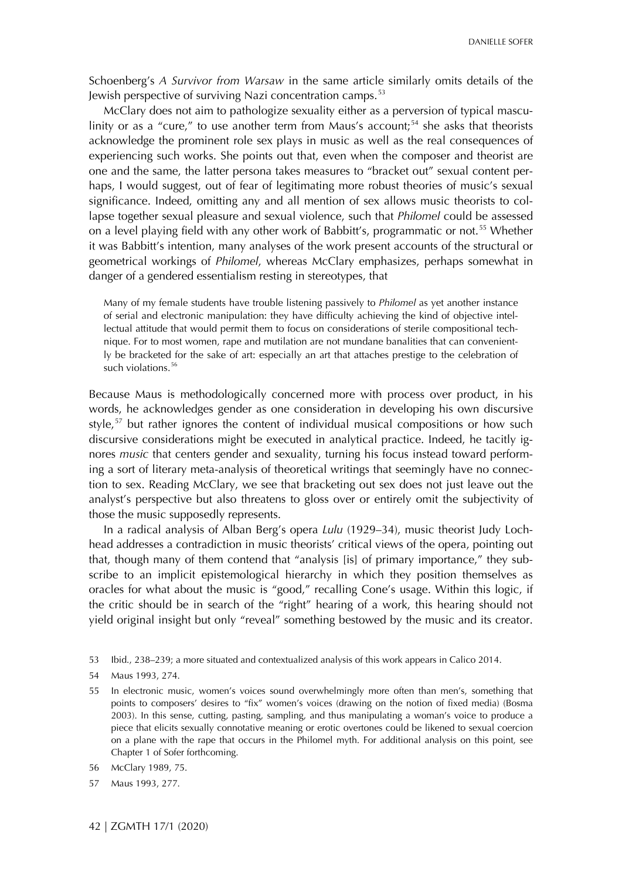Schoenberg's *A Survivor from Warsaw* in the same article similarly omits details of the Jewish perspective of surviving Nazi concentration camps.[53]

McClary does not aim to pathologize sexuality either as a perversion of typical masculinity or as a "cure," to use another term from Maus's account;[54] she asks that theorists acknowledge the prominent role sex plays in music as well as the real consequences of experiencing such works. She points out that, even when the composer and theorist are one and the same, the latter persona takes measures to "bracket out" sexual content perhaps, I would suggest, out of fear of legitimating more robust theories of music's sexual significance. Indeed, omitting any and all mention of sex allows music theorists to collapse together sexual pleasure and sexual violence, such that *Philomel* could be assessed on a level playing field with any other work of Babbitt's, programmatic or not.[55] Whether it was Babbitt's intention, many analyses of the work present accounts of the structural or geometrical workings of *Philomel*, whereas McClary emphasizes, perhaps somewhat in danger of a gendered essentialism resting in stereotypes, that

> Many of my female students have trouble listening passively to *Philomel* as yet another instance of serial and electronic manipulation: they have difficulty achieving the kind of objective intellectual attitude that would permit them to focus on considerations of sterile compositional technique. For to most women, rape and mutilation are not mundane banalities that can conveniently be bracketed for the sake of art: especially an art that attaches prestige to the celebration of such violations.[56]

Because Maus is methodologically concerned more with process over product, in his words, he acknowledges gender as one consideration in developing his own discursive style,[57] but rather ignores the content of individual musical compositions or how such discursive considerations might be executed in analytical practice. Indeed, he tacitly ignores *music* that centers gender and sexuality, turning his focus instead toward performing a sort of literary meta-analysis of theoretical writings that seemingly have no connection to sex. Reading McClary, we see that bracketing out sex does not just leave out the analyst's perspective but also threatens to gloss over or entirely omit the subjectivity of those the music supposedly represents.

In a radical analysis of Alban Berg's opera *Lulu* (1929–34), music theorist Judy Lochhead addresses a contradiction in music theorists' critical views of the opera, pointing out that, though many of them contend that "analysis [is] of primary importance," they subscribe to an implicit epistemological hierarchy in which they position themselves as oracles for what about the music is "good," recalling Cone's usage. Within this logic, if the critic should be in search of the "right" hearing of a work, this hearing should not yield original insight but only "reveal" something bestowed by the music and its creator.

53 Ibid., 238–239; a more situated and contextualized analysis of this work appears in Calico 2014.

54 Maus 1993, 274.

55 In electronic music, women's voices sound overwhelmingly more often than men's, something that points to composers' desires to "fix" women's voices (drawing on the notion of fixed media) (Bosma 2003). In this sense, cutting, pasting, sampling, and thus manipulating a woman's voice to produce a piece that elicits sexually connotative meaning or erotic overtones could be likened to sexual coercion on a plane with the rape that occurs in the Philomel myth. For additional analysis on this point, see Chapter 1 of Sofer forthcoming.

56 McClary 1989, 75.

57 Maus 1993, 277.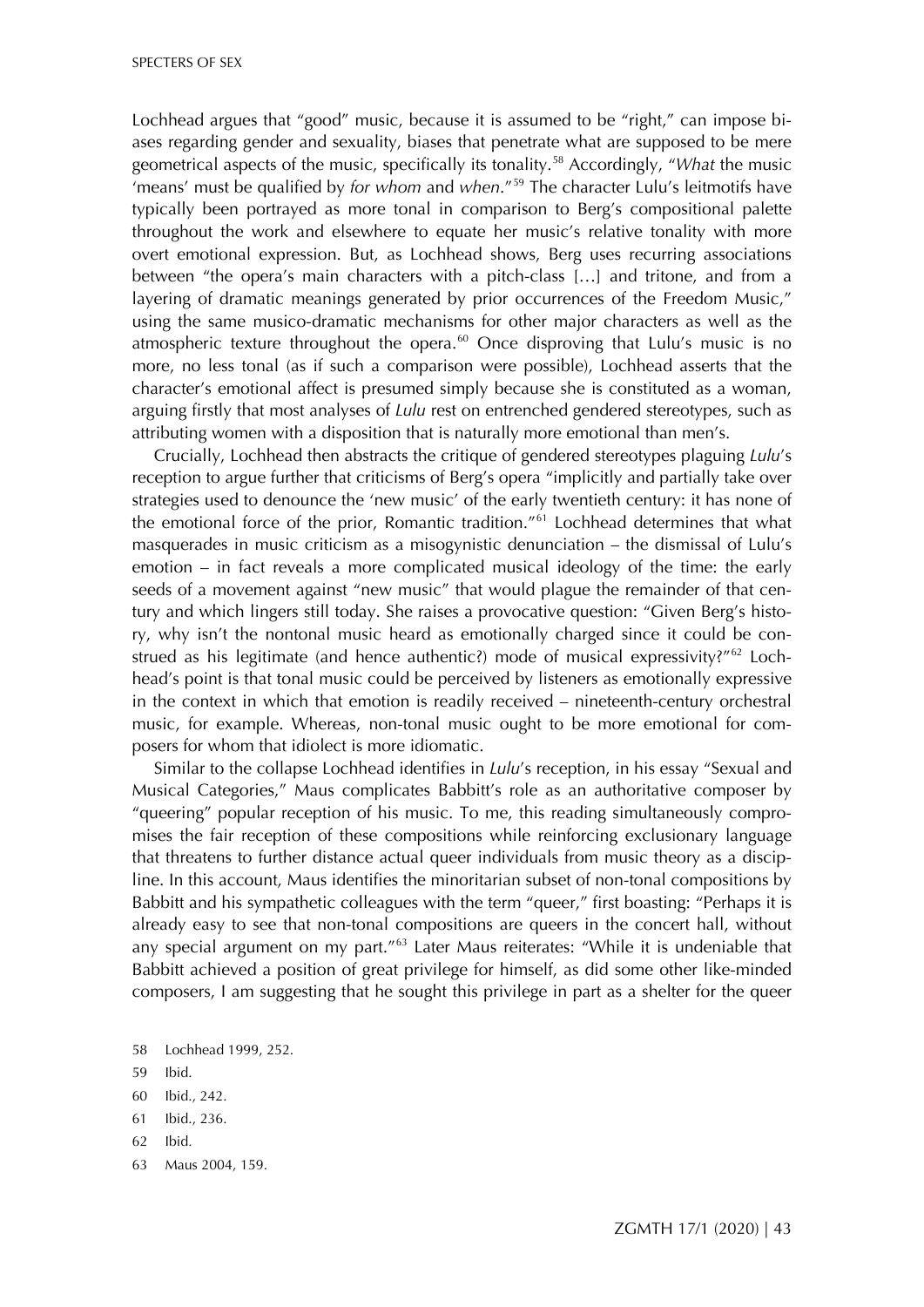Lochhead argues that "good" music, because it is assumed to be "right," can impose biases regarding gender and sexuality, biases that penetrate what are supposed to be mere geometrical aspects of the music, specifically its tonality.[58] Accordingly, "*What* the music 'means' must be qualified by *for whom* and *when*."[59] The character Lulu's leitmotifs have typically been portrayed as more tonal in comparison to Berg's compositional palette throughout the work and elsewhere to equate her music's relative tonality with more overt emotional expression. But, as Lochhead shows, Berg uses recurring associations between "the opera's main characters with a pitch-class […] and tritone, and from a layering of dramatic meanings generated by prior occurrences of the Freedom Music," using the same musico-dramatic mechanisms for other major characters as well as the atmospheric texture throughout the opera.[60] Once disproving that Lulu's music is no more, no less tonal (as if such a comparison were possible), Lochhead asserts that the character's emotional affect is presumed simply because she is constituted as a woman, arguing firstly that most analyses of *Lulu* rest on entrenched gendered stereotypes, such as attributing women with a disposition that is naturally more emotional than men's.

Crucially, Lochhead then abstracts the critique of gendered stereotypes plaguing *Lulu*'s reception to argue further that criticisms of Berg's opera "implicitly and partially take over strategies used to denounce the 'new music' of the early twentieth century: it has none of the emotional force of the prior, Romantic tradition."[61] Lochhead determines that what masquerades in music criticism as a misogynistic denunciation – the dismissal of Lulu's emotion – in fact reveals a more complicated musical ideology of the time: the early seeds of a movement against "new music" that would plague the remainder of that century and which lingers still today. She raises a provocative question: "Given Berg's history, why isn't the nontonal music heard as emotionally charged since it could be construed as his legitimate (and hence authentic?) mode of musical expressivity?"[62] Lochhead's point is that tonal music could be perceived by listeners as emotionally expressive in the context in which that emotion is readily received – nineteenth-century orchestral music, for example. Whereas, non-tonal music ought to be more emotional for composers for whom that idiolect is more idiomatic.

Similar to the collapse Lochhead identifies in *Lulu*'s reception, in his essay "Sexual and Musical Categories," Maus complicates Babbitt's role as an authoritative composer by "queering" popular reception of his music. To me, this reading simultaneously compromises the fair reception of these compositions while reinforcing exclusionary language that threatens to further distance actual queer individuals from music theory as a discipline. In this account, Maus identifies the minoritarian subset of non-tonal compositions by Babbitt and his sympathetic colleagues with the term "queer," first boasting: "Perhaps it is already easy to see that non-tonal compositions are queers in the concert hall, without any special argument on my part."[63] Later Maus reiterates: "While it is undeniable that Babbitt achieved a position of great privilege for himself, as did some other like-minded composers, I am suggesting that he sought this privilege in part as a shelter for the queer

58 Lochhead 1999, 252.

59 Ibid.

60 Ibid., 242.

61 Ibid., 236.

62 Ibid.

63 Maus 2004, 159.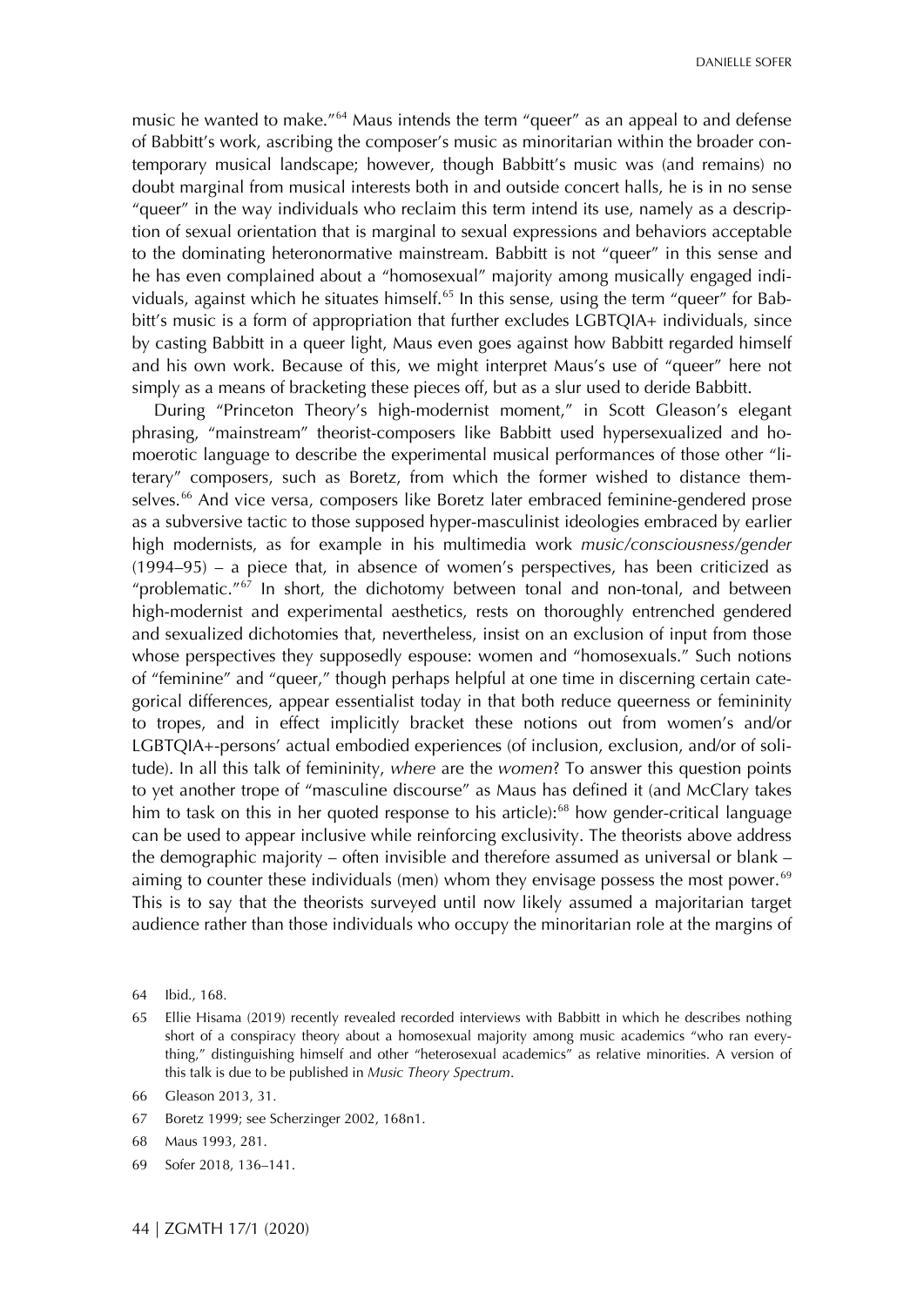music he wanted to make."[64] Maus intends the term "queer" as an appeal to and defense of Babbitt's work, ascribing the composer's music as minoritarian within the broader contemporary musical landscape; however, though Babbitt's music was (and remains) no doubt marginal from musical interests both in and outside concert halls, he is in no sense "queer" in the way individuals who reclaim this term intend its use, namely as a description of sexual orientation that is marginal to sexual expressions and behaviors acceptable to the dominating heteronormative mainstream. Babbitt is not "queer" in this sense and he has even complained about a "homosexual" majority among musically engaged individuals, against which he situates himself.[65] In this sense, using the term "queer" for Babbitt's music is a form of appropriation that further excludes LGBTQIA+ individuals, since by casting Babbitt in a queer light, Maus even goes against how Babbitt regarded himself and his own work. Because of this, we might interpret Maus's use of "queer" here not simply as a means of bracketing these pieces off, but as a slur used to deride Babbitt.

During "Princeton Theory's high-modernist moment," in Scott Gleason's elegant phrasing, "mainstream" theorist-composers like Babbitt used hypersexualized and homoerotic language to describe the experimental musical performances of those other "literary" composers, such as Boretz, from which the former wished to distance themselves.[66] And vice versa, composers like Boretz later embraced feminine-gendered prose as a subversive tactic to those supposed hyper-masculinist ideologies embraced by earlier high modernists, as for example in his multimedia work *music/consciousness/gender* (1994–95) – a piece that, in absence of women's perspectives, has been criticized as "problematic."[67] In short, the dichotomy between tonal and non-tonal, and between high-modernist and experimental aesthetics, rests on thoroughly entrenched gendered and sexualized dichotomies that, nevertheless, insist on an exclusion of input from those whose perspectives they supposedly espouse: women and "homosexuals." Such notions of "feminine" and "queer," though perhaps helpful at one time in discerning certain categorical differences, appear essentialist today in that both reduce queerness or femininity to tropes, and in effect implicitly bracket these notions out from women's and/or LGBTQIA+-persons' actual embodied experiences (of inclusion, exclusion, and/or of solitude). In all this talk of femininity, *where* are the *women*? To answer this question points to yet another trope of "masculine discourse" as Maus has defined it (and McClary takes him to task on this in her quoted response to his article):[68] how gender-critical language can be used to appear inclusive while reinforcing exclusivity. The theorists above address the demographic majority – often invisible and therefore assumed as universal or blank – aiming to counter these individuals (men) whom they envisage possess the most power.[69] This is to say that the theorists surveyed until now likely assumed a majoritarian target audience rather than those individuals who occupy the minoritarian role at the margins of

64 Ibid., 168.

65 Ellie Hisama (2019) recently revealed recorded interviews with Babbitt in which he describes nothing short of a conspiracy theory about a homosexual majority among music academics "who ran everything," distinguishing himself and other "heterosexual academics" as relative minorities. A version of this talk is due to be published in *Music Theory Spectrum*.

66 Gleason 2013, 31.

67 Boretz 1999; see Scherzinger 2002, 168n1.

68 Maus 1993, 281.

69 Sofer 2018, 136–141.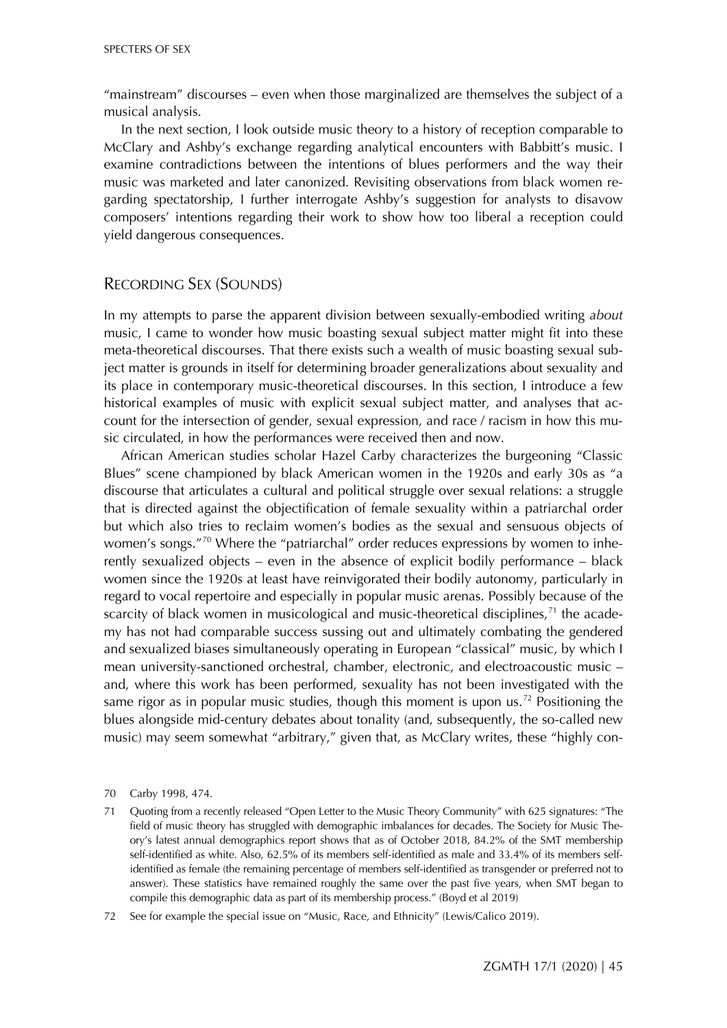"mainstream" discourses – even when those marginalized are themselves the subject of a musical analysis.

In the next section, I look outside music theory to a history of reception comparable to McClary and Ashby's exchange regarding analytical encounters with Babbitt's music. I examine contradictions between the intentions of blues performers and the way their music was marketed and later canonized. Revisiting observations from black women regarding spectatorship, I further interrogate Ashby's suggestion for analysts to disavow composers' intentions regarding their work to show how too liberal a reception could yield dangerous consequences.

## Recording Sex (Sounds)

In my attempts to parse the apparent division between sexually-embodied writing *about* music, I came to wonder how music boasting sexual subject matter might fit into these meta-theoretical discourses. That there exists such a wealth of music boasting sexual subject matter is grounds in itself for determining broader generalizations about sexuality and its place in contemporary music-theoretical discourses. In this section, I introduce a few historical examples of music with explicit sexual subject matter, and analyses that account for the intersection of gender, sexual expression, and race / racism in how this music circulated, in how the performances were received then and now.

African American studies scholar Hazel Carby characterizes the burgeoning "Classic Blues" scene championed by black American women in the 1920s and early 30s as "a discourse that articulates a cultural and political struggle over sexual relations: a struggle that is directed against the objectification of female sexuality within a patriarchal order but which also tries to reclaim women's bodies as the sexual and sensuous objects of women's songs."[70] Where the "patriarchal" order reduces expressions by women to inherently sexualized objects – even in the absence of explicit bodily performance – black women since the 1920s at least have reinvigorated their bodily autonomy, particularly in regard to vocal repertoire and especially in popular music arenas. Possibly because of the scarcity of black women in musicological and music-theoretical disciplines,[71] the academy has not had comparable success sussing out and ultimately combating the gendered and sexualized biases simultaneously operating in European "classical" music, by which I mean university-sanctioned orchestral, chamber, electronic, and electroacoustic music – and, where this work has been performed, sexuality has not been investigated with the same rigor as in popular music studies, though this moment is upon us.[72] Positioning the blues alongside mid-century debates about tonality (and, subsequently, the so-called new music) may seem somewhat "arbitrary," given that, as McClary writes, these "highly con-

70 Carby 1998, 474.

71 Quoting from a recently released "Open Letter to the Music Theory Community" with 625 signatures: "The field of music theory has struggled with demographic imbalances for decades. The Society for Music Theory's latest annual demographics report shows that as of October 2018, 84.2% of the SMT membership self-identified as white. Also, 62.5% of its members self-identified as male and 33.4% of its members self-identified as female (the remaining percentage of members self-identified as transgender or preferred not to answer). These statistics have remained roughly the same over the past five years, when SMT began to compile this demographic data as part of its membership process." (Boyd et al 2019)

72 See for example the special issue on "Music, Race, and Ethnicity" (Lewis/Calico 2019).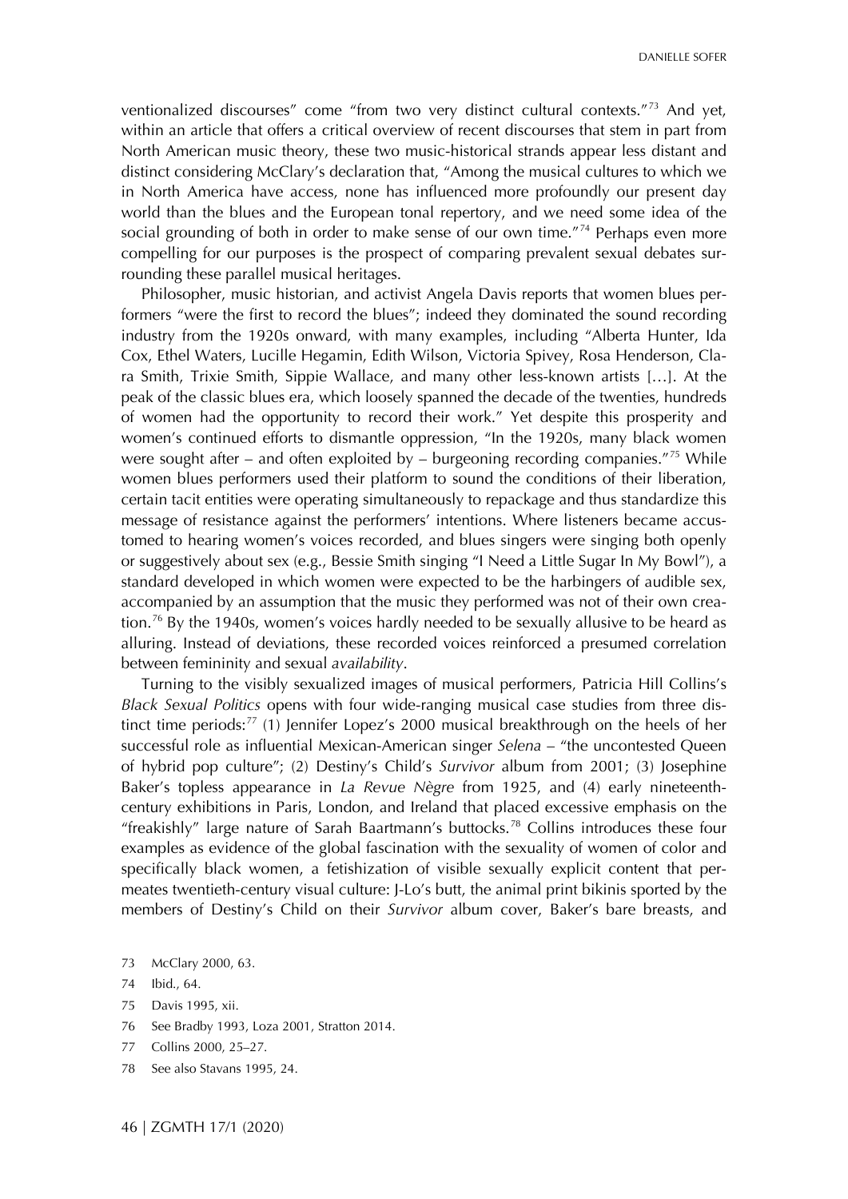ventionalized discourses" come "from two very distinct cultural contexts."[73] And yet, within an article that offers a critical overview of recent discourses that stem in part from North American music theory, these two music-historical strands appear less distant and distinct considering McClary's declaration that, "Among the musical cultures to which we in North America have access, none has influenced more profoundly our present day world than the blues and the European tonal repertory, and we need some idea of the social grounding of both in order to make sense of our own time."[74] Perhaps even more compelling for our purposes is the prospect of comparing prevalent sexual debates surrounding these parallel musical heritages.

Philosopher, music historian, and activist Angela Davis reports that women blues performers "were the first to record the blues"; indeed they dominated the sound recording industry from the 1920s onward, with many examples, including "Alberta Hunter, Ida Cox, Ethel Waters, Lucille Hegamin, Edith Wilson, Victoria Spivey, Rosa Henderson, Clara Smith, Trixie Smith, Sippie Wallace, and many other less-known artists […]. At the peak of the classic blues era, which loosely spanned the decade of the twenties, hundreds of women had the opportunity to record their work." Yet despite this prosperity and women's continued efforts to dismantle oppression, "In the 1920s, many black women were sought after – and often exploited by – burgeoning recording companies."[75] While women blues performers used their platform to sound the conditions of their liberation, certain tacit entities were operating simultaneously to repackage and thus standardize this message of resistance against the performers' intentions. Where listeners became accustomed to hearing women's voices recorded, and blues singers were singing both openly or suggestively about sex (e.g., Bessie Smith singing "I Need a Little Sugar In My Bowl"), a standard developed in which women were expected to be the harbingers of audible sex, accompanied by an assumption that the music they performed was not of their own creation.[76] By the 1940s, women's voices hardly needed to be sexually allusive to be heard as alluring. Instead of deviations, these recorded voices reinforced a presumed correlation between femininity and sexual *availability*.

Turning to the visibly sexualized images of musical performers, Patricia Hill Collins's *Black Sexual Politics* opens with four wide-ranging musical case studies from three distinct time periods:[77] (1) Jennifer Lopez's 2000 musical breakthrough on the heels of her successful role as influential Mexican-American singer *Selena* – "the uncontested Queen of hybrid pop culture"; (2) Destiny's Child's *Survivor* album from 2001; (3) Josephine Baker's topless appearance in *La Revue Nègre* from 1925, and (4) early nineteenth-century exhibitions in Paris, London, and Ireland that placed excessive emphasis on the "freakishly" large nature of Sarah Baartmann's buttocks.[78] Collins introduces these four examples as evidence of the global fascination with the sexuality of women of color and specifically black women, a fetishization of visible sexually explicit content that permeates twentieth-century visual culture: J-Lo's butt, the animal print bikinis sported by the members of Destiny's Child on their *Survivor* album cover, Baker's bare breasts, and

73 McClary 2000, 63.

74 Ibid., 64.

75 Davis 1995, xii.

76 See Bradby 1993, Loza 2001, Stratton 2014.

77 Collins 2000, 25–27.

78 See also Stavans 1995, 24.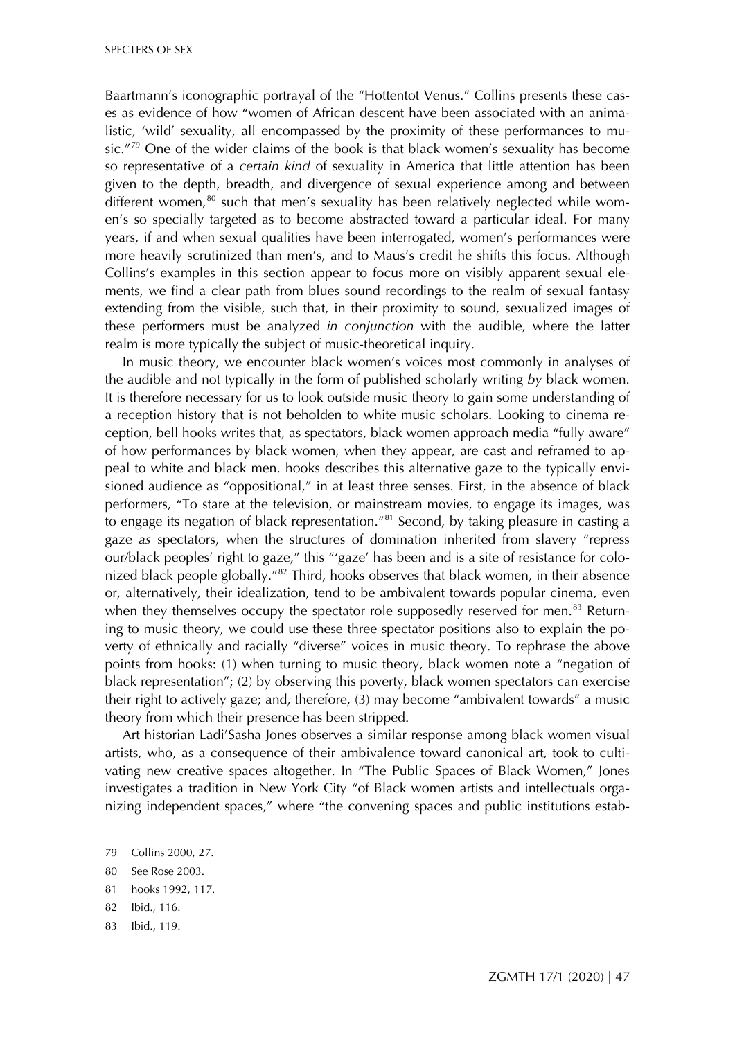Baartmann's iconographic portrayal of the "Hottentot Venus." Collins presents these cases as evidence of how "women of African descent have been associated with an animalistic, 'wild' sexuality, all encompassed by the proximity of these performances to music."[79] One of the wider claims of the book is that black women's sexuality has become so representative of a *certain kind* of sexuality in America that little attention has been given to the depth, breadth, and divergence of sexual experience among and between different women,[80] such that men's sexuality has been relatively neglected while women's so specially targeted as to become abstracted toward a particular ideal. For many years, if and when sexual qualities have been interrogated, women's performances were more heavily scrutinized than men's, and to Maus's credit he shifts this focus. Although Collins's examples in this section appear to focus more on visibly apparent sexual elements, we find a clear path from blues sound recordings to the realm of sexual fantasy extending from the visible, such that, in their proximity to sound, sexualized images of these performers must be analyzed *in conjunction* with the audible, where the latter realm is more typically the subject of music-theoretical inquiry.

In music theory, we encounter black women's voices most commonly in analyses of the audible and not typically in the form of published scholarly writing *by* black women. It is therefore necessary for us to look outside music theory to gain some understanding of a reception history that is not beholden to white music scholars. Looking to cinema reception, bell hooks writes that, as spectators, black women approach media "fully aware" of how performances by black women, when they appear, are cast and reframed to appeal to white and black men. hooks describes this alternative gaze to the typically envisioned audience as "oppositional," in at least three senses. First, in the absence of black performers, "To stare at the television, or mainstream movies, to engage its images, was to engage its negation of black representation."[81] Second, by taking pleasure in casting a gaze *as* spectators, when the structures of domination inherited from slavery "repress our/black peoples' right to gaze," this "'gaze' has been and is a site of resistance for colonized black people globally."[82] Third, hooks observes that black women, in their absence or, alternatively, their idealization, tend to be ambivalent towards popular cinema, even when they themselves occupy the spectator role supposedly reserved for men.[83] Returning to music theory, we could use these three spectator positions also to explain the poverty of ethnically and racially "diverse" voices in music theory. To rephrase the above points from hooks: (1) when turning to music theory, black women note a "negation of black representation"; (2) by observing this poverty, black women spectators can exercise their right to actively gaze; and, therefore, (3) may become "ambivalent towards" a music theory from which their presence has been stripped.

Art historian Ladi'Sasha Jones observes a similar response among black women visual artists, who, as a consequence of their ambivalence toward canonical art, took to cultivating new creative spaces altogether. In "The Public Spaces of Black Women," Jones investigates a tradition in New York City "of Black women artists and intellectuals organizing independent spaces," where "the convening spaces and public institutions estab-

79 Collins 2000, 27.

80 See Rose 2003.

81 hooks 1992, 117.

82 Ibid., 116.

83 Ibid., 119.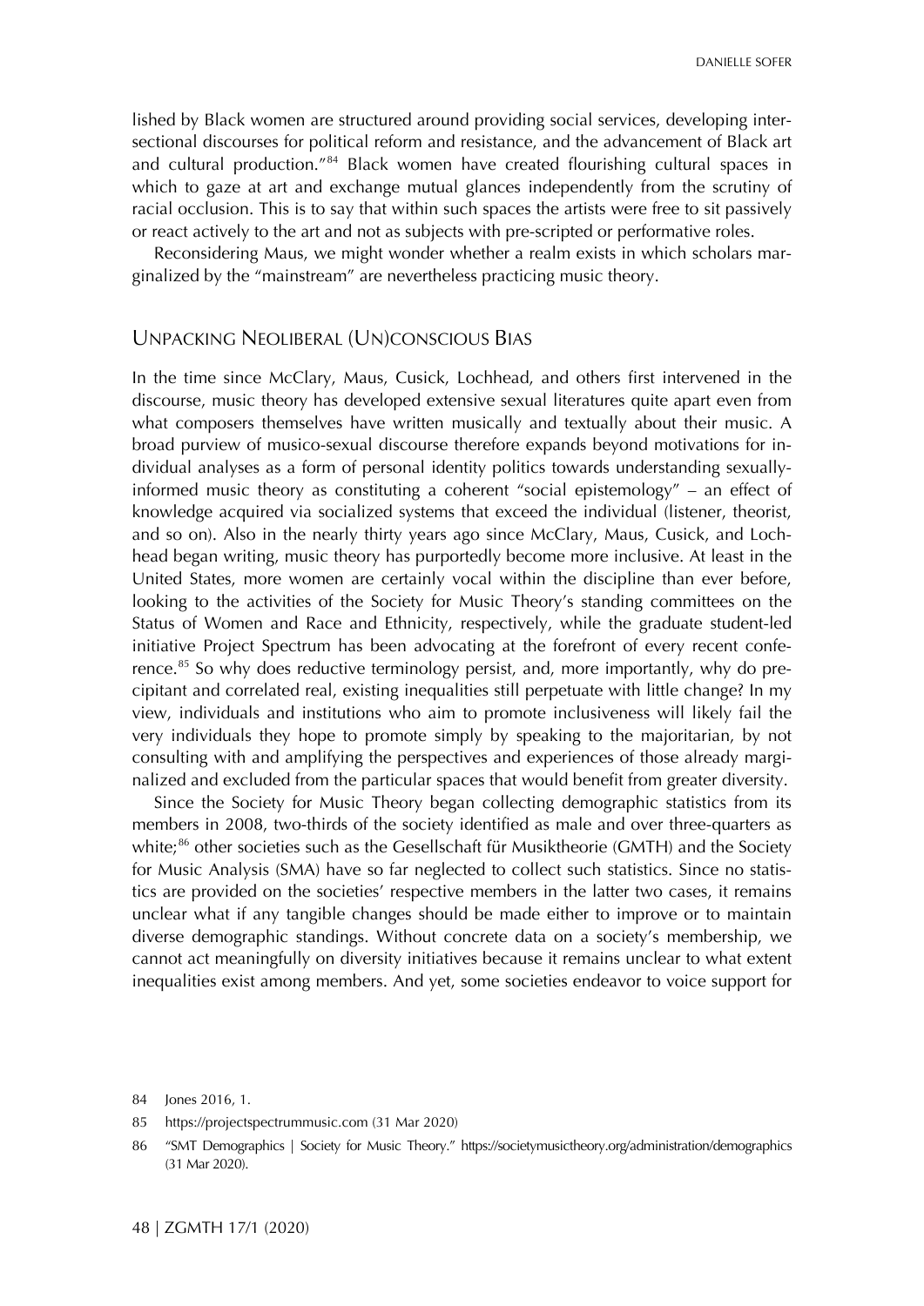lished by Black women are structured around providing social services, developing intersectional discourses for political reform and resistance, and the advancement of Black art and cultural production."[84] Black women have created flourishing cultural spaces in which to gaze at art and exchange mutual glances independently from the scrutiny of racial occlusion. This is to say that within such spaces the artists were free to sit passively or react actively to the art and not as subjects with pre-scripted or performative roles.

Reconsidering Maus, we might wonder whether a realm exists in which scholars marginalized by the "mainstream" are nevertheless practicing music theory.

## Unpacking Neoliberal (Un)conscious Bias

In the time since McClary, Maus, Cusick, Lochhead, and others first intervened in the discourse, music theory has developed extensive sexual literatures quite apart even from what composers themselves have written musically and textually about their music. A broad purview of musico-sexual discourse therefore expands beyond motivations for individual analyses as a form of personal identity politics towards understanding sexually-informed music theory as constituting a coherent "social epistemology" – an effect of knowledge acquired via socialized systems that exceed the individual (listener, theorist, and so on). Also in the nearly thirty years ago since McClary, Maus, Cusick, and Lochhead began writing, music theory has purportedly become more inclusive. At least in the United States, more women are certainly vocal within the discipline than ever before, looking to the activities of the Society for Music Theory's standing committees on the Status of Women and Race and Ethnicity, respectively, while the graduate student-led initiative Project Spectrum has been advocating at the forefront of every recent conference.[85] So why does reductive terminology persist, and, more importantly, why do precipitant and correlated real, existing inequalities still perpetuate with little change? In my view, individuals and institutions who aim to promote inclusiveness will likely fail the very individuals they hope to promote simply by speaking to the majoritarian, by not consulting with and amplifying the perspectives and experiences of those already marginalized and excluded from the particular spaces that would benefit from greater diversity.

Since the Society for Music Theory began collecting demographic statistics from its members in 2008, two-thirds of the society identified as male and over three-quarters as white;[86] other societies such as the Gesellschaft für Musiktheorie (GMTH) and the Society for Music Analysis (SMA) have so far neglected to collect such statistics. Since no statistics are provided on the societies' respective members in the latter two cases, it remains unclear what if any tangible changes should be made either to improve or to maintain diverse demographic standings. Without concrete data on a society's membership, we cannot act meaningfully on diversity initiatives because it remains unclear to what extent inequalities exist among members. And yet, some societies endeavor to voice support for

84 Jones 2016, 1.

85 https://projectspectrummusic.com (31 Mar 2020)

86 "SMT Demographics | Society for Music Theory." https://societymusictheory.org/administration/demographics (31 Mar 2020).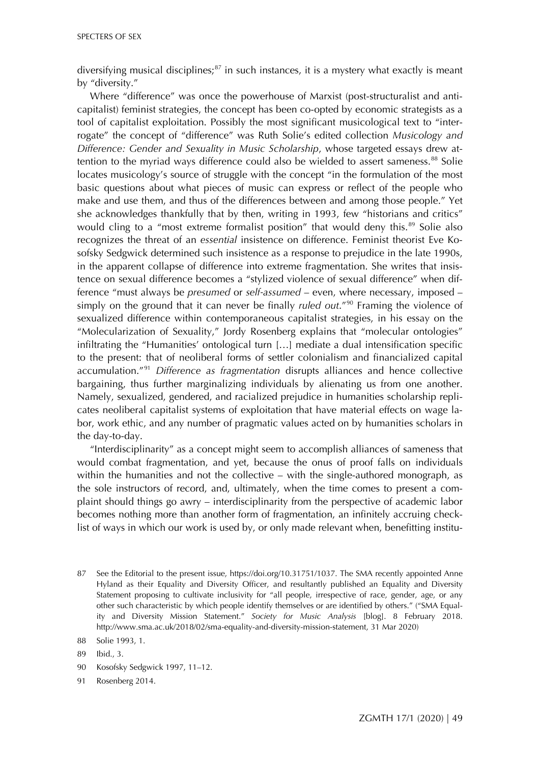diversifying musical disciplines;[87] in such instances, it is a mystery what exactly is meant by "diversity."

Where "difference" was once the powerhouse of Marxist (post-structuralist and anti-capitalist) feminist strategies, the concept has been co-opted by economic strategists as a tool of capitalist exploitation. Possibly the most significant musicological text to "interrogate" the concept of "difference" was Ruth Solie's edited collection *Musicology and Difference: Gender and Sexuality in Music Scholarship*, whose targeted essays drew attention to the myriad ways difference could also be wielded to assert sameness.[88] Solie locates musicology's source of struggle with the concept "in the formulation of the most basic questions about what pieces of music can express or reflect of the people who make and use them, and thus of the differences between and among those people." Yet she acknowledges thankfully that by then, writing in 1993, few "historians and critics" would cling to a "most extreme formalist position" that would deny this.[89] Solie also recognizes the threat of an *essential* insistence on difference. Feminist theorist Eve Kosofsky Sedgwick determined such insistence as a response to prejudice in the late 1990s, in the apparent collapse of difference into extreme fragmentation. She writes that insistence on sexual difference becomes a "stylized violence of sexual difference" when difference "must always be *presumed* or *self-assumed* – even, where necessary, imposed – simply on the ground that it can never be finally *ruled out*."[90] Framing the violence of sexualized difference within contemporaneous capitalist strategies, in his essay on the "Molecularization of Sexuality," Jordy Rosenberg explains that "molecular ontologies" infiltrating the "Humanities' ontological turn […] mediate a dual intensification specific to the present: that of neoliberal forms of settler colonialism and financialized capital accumulation."[91] *Difference as fragmentation* disrupts alliances and hence collective bargaining, thus further marginalizing individuals by alienating us from one another. Namely, sexualized, gendered, and racialized prejudice in humanities scholarship replicates neoliberal capitalist systems of exploitation that have material effects on wage labor, work ethic, and any number of pragmatic values acted on by humanities scholars in the day-to-day.

"Interdisciplinarity" as a concept might seem to accomplish alliances of sameness that would combat fragmentation, and yet, because the onus of proof falls on individuals within the humanities and not the collective – with the single-authored monograph, as the sole instructors of record, and, ultimately, when the time comes to present a complaint should things go awry – interdisciplinarity from the perspective of academic labor becomes nothing more than another form of fragmentation, an infinitely accruing checklist of ways in which our work is used by, or only made relevant when, benefitting institu-

87 See the Editorial to the present issue, https://doi.org/10.31751/1037. The SMA recently appointed Anne Hyland as their Equality and Diversity Officer, and resultantly published an Equality and Diversity Statement proposing to cultivate inclusivity for "all people, irrespective of race, gender, age, or any other such characteristic by which people identify themselves or are identified by others." ("SMA Equality and Diversity Mission Statement." *Society for Music Analysis* [blog]. 8 February 2018. http://www.sma.ac.uk/2018/02/sma-equality-and-diversity-mission-statement, 31 Mar 2020)

88 Solie 1993, 1.

89 Ibid., 3.

90 Kosofsky Sedgwick 1997, 11–12.

91 Rosenberg 2014.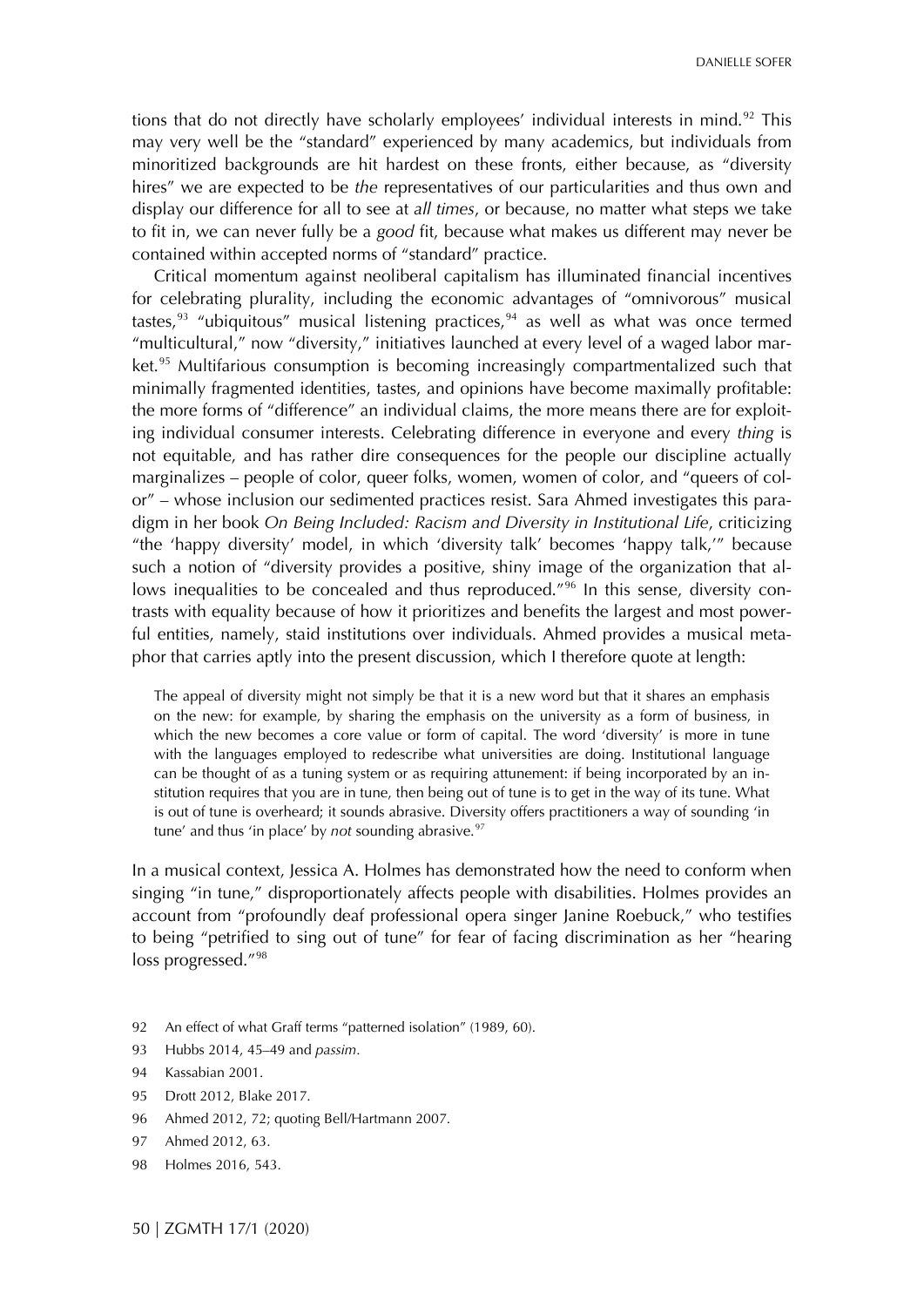tions that do not directly have scholarly employees' individual interests in mind.[92] This may very well be the "standard" experienced by many academics, but individuals from minoritized backgrounds are hit hardest on these fronts, either because, as "diversity hires" we are expected to be *the* representatives of our particularities and thus own and display our difference for all to see at *all times*, or because, no matter what steps we take to fit in, we can never fully be a *good* fit, because what makes us different may never be contained within accepted norms of "standard" practice.

Critical momentum against neoliberal capitalism has illuminated financial incentives for celebrating plurality, including the economic advantages of "omnivorous" musical tastes,[93] "ubiquitous" musical listening practices,[94] as well as what was once termed "multicultural," now "diversity," initiatives launched at every level of a waged labor market.[95] Multifarious consumption is becoming increasingly compartmentalized such that minimally fragmented identities, tastes, and opinions have become maximally profitable: the more forms of "difference" an individual claims, the more means there are for exploiting individual consumer interests. Celebrating difference in everyone and every *thing* is not equitable, and has rather dire consequences for the people our discipline actually marginalizes – people of color, queer folks, women, women of color, and "queers of color" – whose inclusion our sedimented practices resist. Sara Ahmed investigates this paradigm in her book *On Being Included: Racism and Diversity in Institutional Life*, criticizing "the 'happy diversity' model, in which 'diversity talk' becomes 'happy talk,'" because such a notion of "diversity provides a positive, shiny image of the organization that allows inequalities to be concealed and thus reproduced."[96] In this sense, diversity contrasts with equality because of how it prioritizes and benefits the largest and most powerful entities, namely, staid institutions over individuals. Ahmed provides a musical metaphor that carries aptly into the present discussion, which I therefore quote at length:

> The appeal of diversity might not simply be that it is a new word but that it shares an emphasis on the new: for example, by sharing the emphasis on the university as a form of business, in which the new becomes a core value or form of capital. The word 'diversity' is more in tune with the languages employed to redescribe what universities are doing. Institutional language can be thought of as a tuning system or as requiring attunement: if being incorporated by an institution requires that you are in tune, then being out of tune is to get in the way of its tune. What is out of tune is overheard; it sounds abrasive. Diversity offers practitioners a way of sounding 'in tune' and thus 'in place' by *not* sounding abrasive.[97]

In a musical context, Jessica A. Holmes has demonstrated how the need to conform when singing "in tune," disproportionately affects people with disabilities. Holmes provides an account from "profoundly deaf professional opera singer Janine Roebuck," who testifies to being "petrified to sing out of tune" for fear of facing discrimination as her "hearing loss progressed."[98]

92 An effect of what Graff terms "patterned isolation" (1989, 60).

93 Hubbs 2014, 45–49 and *passim*.

94 Kassabian 2001.

95 Drott 2012, Blake 2017.

96 Ahmed 2012, 72; quoting Bell/Hartmann 2007.

97 Ahmed 2012, 63.

98 Holmes 2016, 543.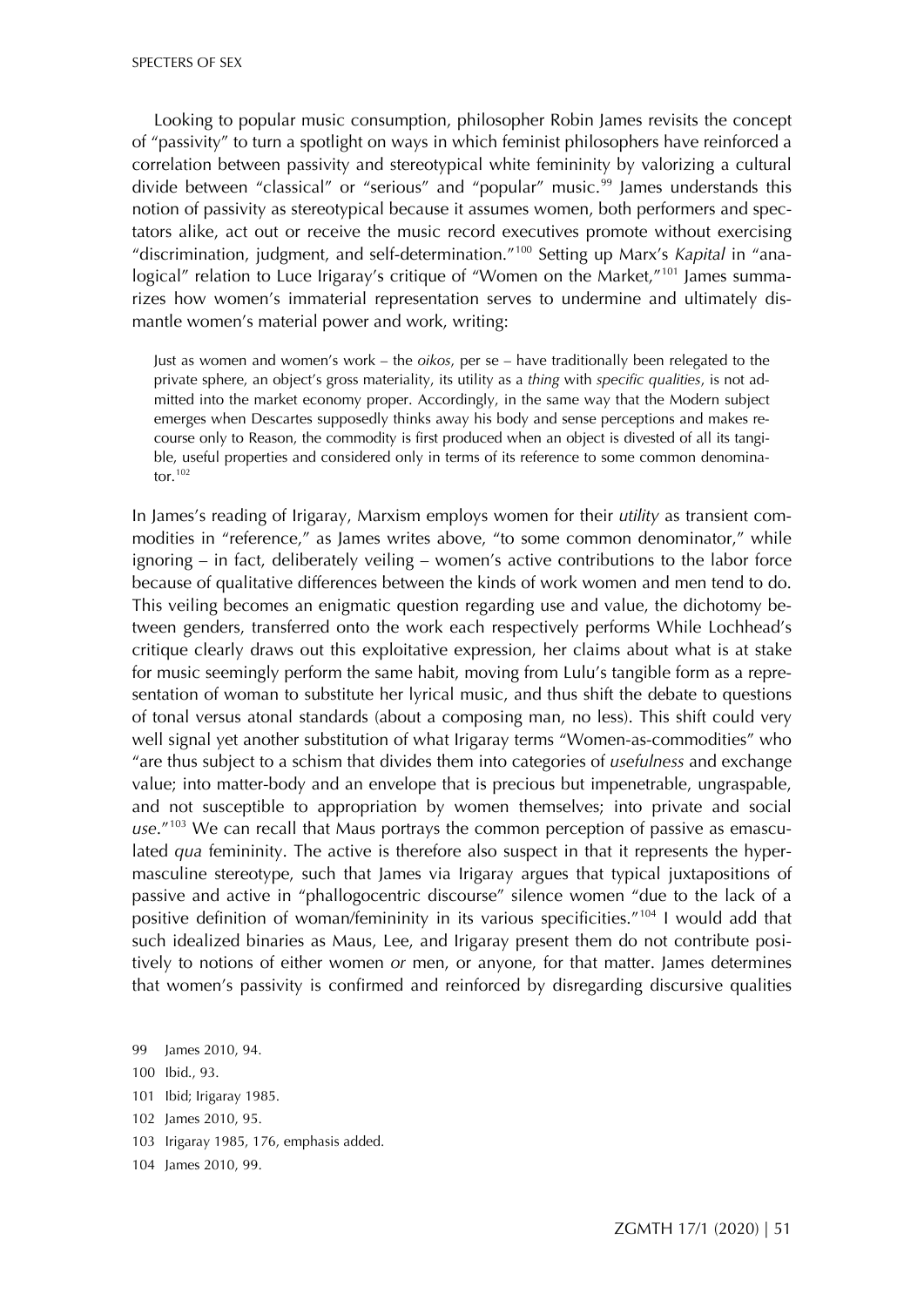Looking to popular music consumption, philosopher Robin James revisits the concept of "passivity" to turn a spotlight on ways in which feminist philosophers have reinforced a correlation between passivity and stereotypical white femininity by valorizing a cultural divide between "classical" or "serious" and "popular" music.[99] James understands this notion of passivity as stereotypical because it assumes women, both performers and spectators alike, act out or receive the music record executives promote without exercising "discrimination, judgment, and self-determination."[100] Setting up Marx's *Kapital* in "analogical" relation to Luce Irigaray's critique of "Women on the Market,"[101] James summarizes how women's immaterial representation serves to undermine and ultimately dismantle women's material power and work, writing:

> Just as women and women's work – the *oikos*, per se – have traditionally been relegated to the private sphere, an object's gross materiality, its utility as a *thing* with *specific qualities*, is not admitted into the market economy proper. Accordingly, in the same way that the Modern subject emerges when Descartes supposedly thinks away his body and sense perceptions and makes recourse only to Reason, the commodity is first produced when an object is divested of all its tangible, useful properties and considered only in terms of its reference to some common denominator.[102]

In James's reading of Irigaray, Marxism employs women for their *utility* as transient commodities in "reference," as James writes above, "to some common denominator," while ignoring – in fact, deliberately veiling – women's active contributions to the labor force because of qualitative differences between the kinds of work women and men tend to do. This veiling becomes an enigmatic question regarding use and value, the dichotomy between genders, transferred onto the work each respectively performs While Lochhead's critique clearly draws out this exploitative expression, her claims about what is at stake for music seemingly perform the same habit, moving from Lulu's tangible form as a representation of woman to substitute her lyrical music, and thus shift the debate to questions of tonal versus atonal standards (about a composing man, no less). This shift could very well signal yet another substitution of what Irigaray terms "Women-as-commodities" who "are thus subject to a schism that divides them into categories of *usefulness* and exchange value; into matter-body and an envelope that is precious but impenetrable, ungraspable, and not susceptible to appropriation by women themselves; into private and social *use*."[103] We can recall that Maus portrays the common perception of passive as emasculated *qua* femininity. The active is therefore also suspect in that it represents the hypermasculine stereotype, such that James via Irigaray argues that typical juxtapositions of passive and active in "phallogocentric discourse" silence women "due to the lack of a positive definition of woman/femininity in its various specificities."[104] I would add that such idealized binaries as Maus, Lee, and Irigaray present them do not contribute positively to notions of either women *or* men, or anyone, for that matter. James determines that women's passivity is confirmed and reinforced by disregarding discursive qualities

99 James 2010, 94.

100 Ibid., 93.

101 Ibid; Irigaray 1985.

102 James 2010, 95.

103 Irigaray 1985, 176, emphasis added.

104 James 2010, 99.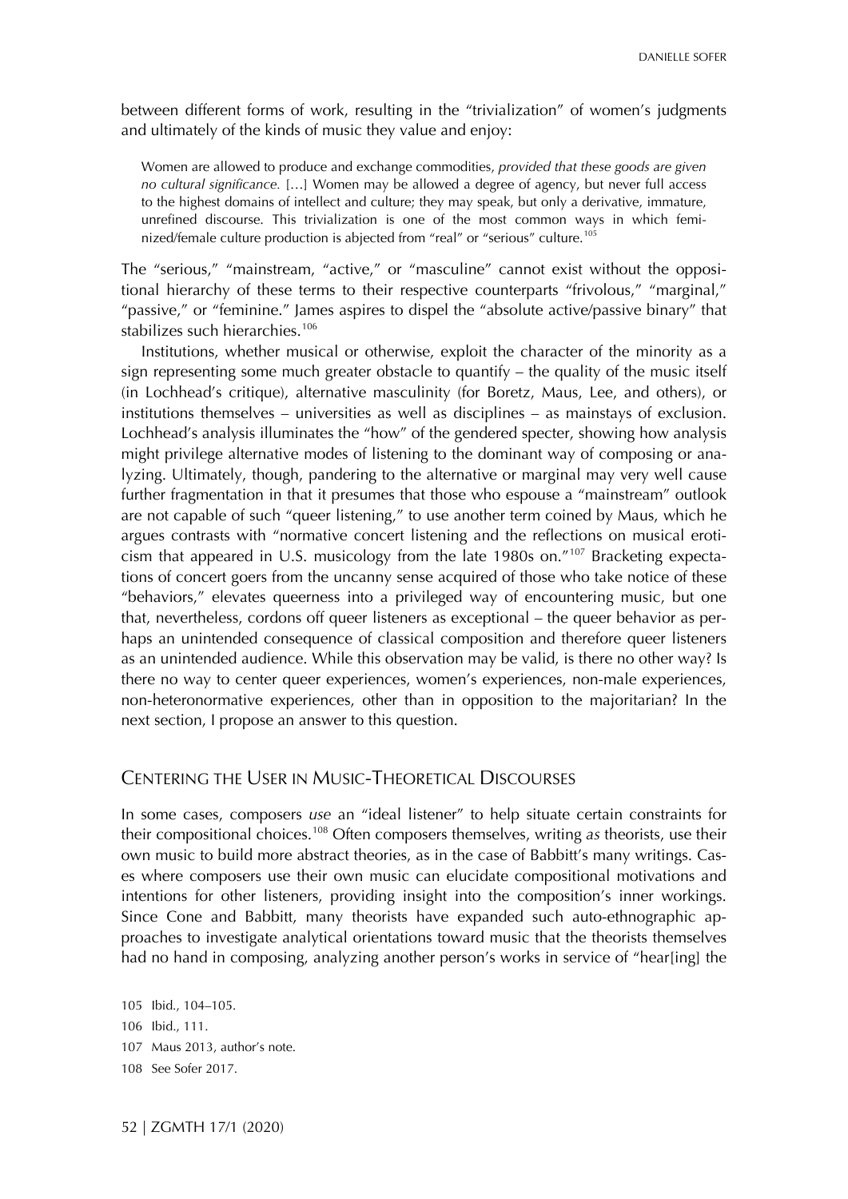between different forms of work, resulting in the "trivialization" of women's judgments and ultimately of the kinds of music they value and enjoy:

> Women are allowed to produce and exchange commodities, *provided that these goods are given no cultural significance.* […] Women may be allowed a degree of agency, but never full access to the highest domains of intellect and culture; they may speak, but only a derivative, immature, unrefined discourse. This trivialization is one of the most common ways in which feminized/female culture production is abjected from "real" or "serious" culture.[105]

The "serious," "mainstream, "active," or "masculine" cannot exist without the oppositional hierarchy of these terms to their respective counterparts "frivolous," "marginal," "passive," or "feminine." James aspires to dispel the "absolute active/passive binary" that stabilizes such hierarchies.[106]

Institutions, whether musical or otherwise, exploit the character of the minority as a sign representing some much greater obstacle to quantify – the quality of the music itself (in Lochhead's critique), alternative masculinity (for Boretz, Maus, Lee, and others), or institutions themselves – universities as well as disciplines – as mainstays of exclusion. Lochhead's analysis illuminates the "how" of the gendered specter, showing how analysis might privilege alternative modes of listening to the dominant way of composing or analyzing. Ultimately, though, pandering to the alternative or marginal may very well cause further fragmentation in that it presumes that those who espouse a "mainstream" outlook are not capable of such "queer listening," to use another term coined by Maus, which he argues contrasts with "normative concert listening and the reflections on musical eroticism that appeared in U.S. musicology from the late 1980s on."[107] Bracketing expectations of concert goers from the uncanny sense acquired of those who take notice of these "behaviors," elevates queerness into a privileged way of encountering music, but one that, nevertheless, cordons off queer listeners as exceptional – the queer behavior as perhaps an unintended consequence of classical composition and therefore queer listeners as an unintended audience. While this observation may be valid, is there no other way? Is there no way to center queer experiences, women's experiences, non-male experiences, non-heteronormative experiences, other than in opposition to the majoritarian? In the next section, I propose an answer to this question.

## Centering the User in Music-Theoretical Discourses

In some cases, composers *use* an "ideal listener" to help situate certain constraints for their compositional choices.[108] Often composers themselves, writing *as* theorists, use their own music to build more abstract theories, as in the case of Babbitt's many writings. Cases where composers use their own music can elucidate compositional motivations and intentions for other listeners, providing insight into the composition's inner workings. Since Cone and Babbitt, many theorists have expanded such auto-ethnographic approaches to investigate analytical orientations toward music that the theorists themselves had no hand in composing, analyzing another person's works in service of "hear[ing] the

105 Ibid., 104–105.

106 Ibid., 111.

107 Maus 2013, author's note.

108 See Sofer 2017.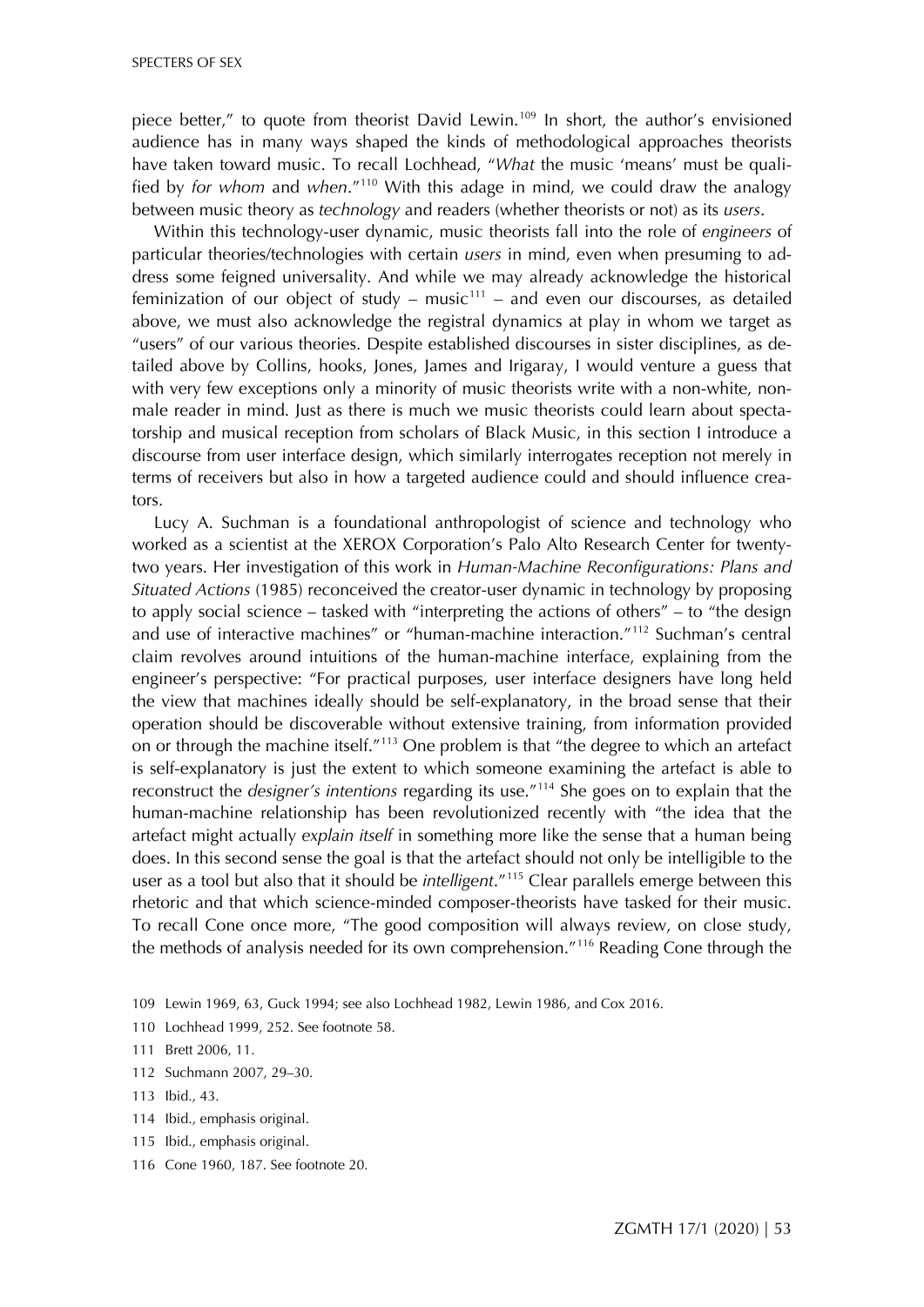piece better," to quote from theorist David Lewin.[109] In short, the author's envisioned audience has in many ways shaped the kinds of methodological approaches theorists have taken toward music. To recall Lochhead, "*What* the music 'means' must be qualified by *for whom* and *when*."[110] With this adage in mind, we could draw the analogy between music theory as *technology* and readers (whether theorists or not) as its *users*.

Within this technology-user dynamic, music theorists fall into the role of *engineers* of particular theories/technologies with certain *users* in mind, even when presuming to address some feigned universality. And while we may already acknowledge the historical feminization of our object of study – music[111] – and even our discourses, as detailed above, we must also acknowledge the registral dynamics at play in whom we target as "users" of our various theories. Despite established discourses in sister disciplines, as detailed above by Collins, hooks, Jones, James and Irigaray, I would venture a guess that with very few exceptions only a minority of music theorists write with a non-white, non-male reader in mind. Just as there is much we music theorists could learn about spectatorship and musical reception from scholars of Black Music, in this section I introduce a discourse from user interface design, which similarly interrogates reception not merely in terms of receivers but also in how a targeted audience could and should influence creators.

Lucy A. Suchman is a foundational anthropologist of science and technology who worked as a scientist at the XEROX Corporation's Palo Alto Research Center for twenty-two years. Her investigation of this work in *Human-Machine Reconfigurations: Plans and Situated Actions* (1985) reconceived the creator-user dynamic in technology by proposing to apply social science – tasked with "interpreting the actions of others" – to "the design and use of interactive machines" or "human-machine interaction."[112] Suchman's central claim revolves around intuitions of the human-machine interface, explaining from the engineer's perspective: "For practical purposes, user interface designers have long held the view that machines ideally should be self-explanatory, in the broad sense that their operation should be discoverable without extensive training, from information provided on or through the machine itself."[113] One problem is that "the degree to which an artefact is self-explanatory is just the extent to which someone examining the artefact is able to reconstruct the *designer's intentions* regarding its use."[114] She goes on to explain that the human-machine relationship has been revolutionized recently with "the idea that the artefact might actually *explain itself* in something more like the sense that a human being does. In this second sense the goal is that the artefact should not only be intelligible to the user as a tool but also that it should be *intelligent*."[115] Clear parallels emerge between this rhetoric and that which science-minded composer-theorists have tasked for their music. To recall Cone once more, "The good composition will always review, on close study, the methods of analysis needed for its own comprehension."[116] Reading Cone through the

109 Lewin 1969, 63, Guck 1994; see also Lochhead 1982, Lewin 1986, and Cox 2016.

110 Lochhead 1999, 252. See footnote 58.

111 Brett 2006, 11.

112 Suchmann 2007, 29–30.

113 Ibid., 43.

114 Ibid., emphasis original.

115 Ibid., emphasis original.

116 Cone 1960, 187. See footnote 20.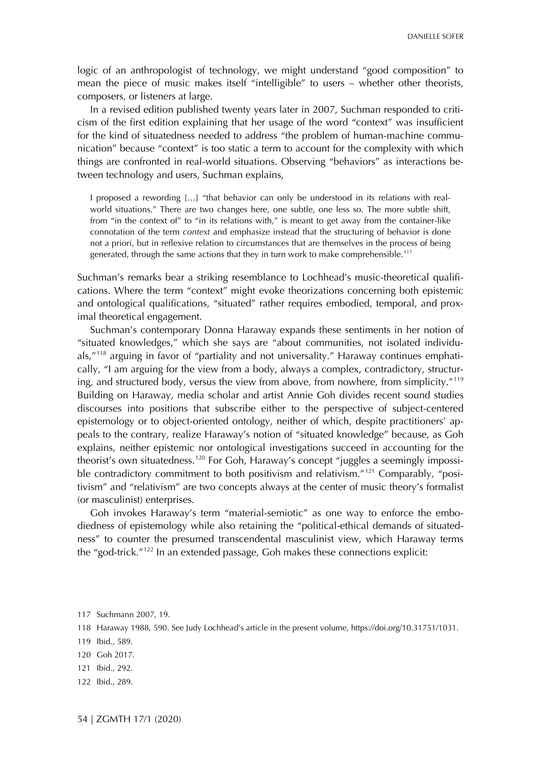logic of an anthropologist of technology, we might understand "good composition" to mean the piece of music makes itself "intelligible" to users – whether other theorists, composers, or listeners at large.

In a revised edition published twenty years later in 2007, Suchman responded to criticism of the first edition explaining that her usage of the word "context" was insufficient for the kind of situatedness needed to address "the problem of human-machine communication" because "context" is too static a term to account for the complexity with which things are confronted in real-world situations. Observing "behaviors" as interactions between technology and users, Suchman explains,

> I proposed a rewording […] "that behavior can only be understood in its relations with real-world situations." There are two changes here, one subtle, one less so. The more subtle shift, from "in the context of" to "in its relations with," is meant to get away from the container-like connotation of the term *context* and emphasize instead that the structuring of behavior is done not a priori, but in reflexive relation to circumstances that are themselves in the process of being generated, through the same actions that they in turn work to make comprehensible.[117]

Suchman's remarks bear a striking resemblance to Lochhead's music-theoretical qualifications. Where the term "context" might evoke theorizations concerning both epistemic and ontological qualifications, "situated" rather requires embodied, temporal, and proximal theoretical engagement.

Suchman's contemporary Donna Haraway expands these sentiments in her notion of "situated knowledges," which she says are "about communities, not isolated individuals,"[118] arguing in favor of "partiality and not universality." Haraway continues emphatically, "I am arguing for the view from a body, always a complex, contradictory, structuring, and structured body, versus the view from above, from nowhere, from simplicity."[119] Building on Haraway, media scholar and artist Annie Goh divides recent sound studies discourses into positions that subscribe either to the perspective of subject-centered epistemology or to object-oriented ontology, neither of which, despite practitioners' appeals to the contrary, realize Haraway's notion of "situated knowledge" because, as Goh explains, neither epistemic nor ontological investigations succeed in accounting for the theorist's own situatedness.[120] For Goh, Haraway's concept "juggles a seemingly impossible contradictory commitment to both positivism and relativism."[121] Comparably, "positivism" and "relativism" are two concepts always at the center of music theory's formalist (or masculinist) enterprises.

Goh invokes Haraway's term "material-semiotic" as one way to enforce the embodiedness of epistemology while also retaining the "political-ethical demands of situatedness" to counter the presumed transcendental masculinist view, which Haraway terms the "god-trick."[122] In an extended passage, Goh makes these connections explicit:

117 Suchmann 2007, 19.

118 Haraway 1988, 590. See Judy Lochhead's article in the present volume, https://doi.org/10.31751/1031.

119 Ibid., 589.

120 Goh 2017.

121 Ibid., 292.

122 Ibid., 289.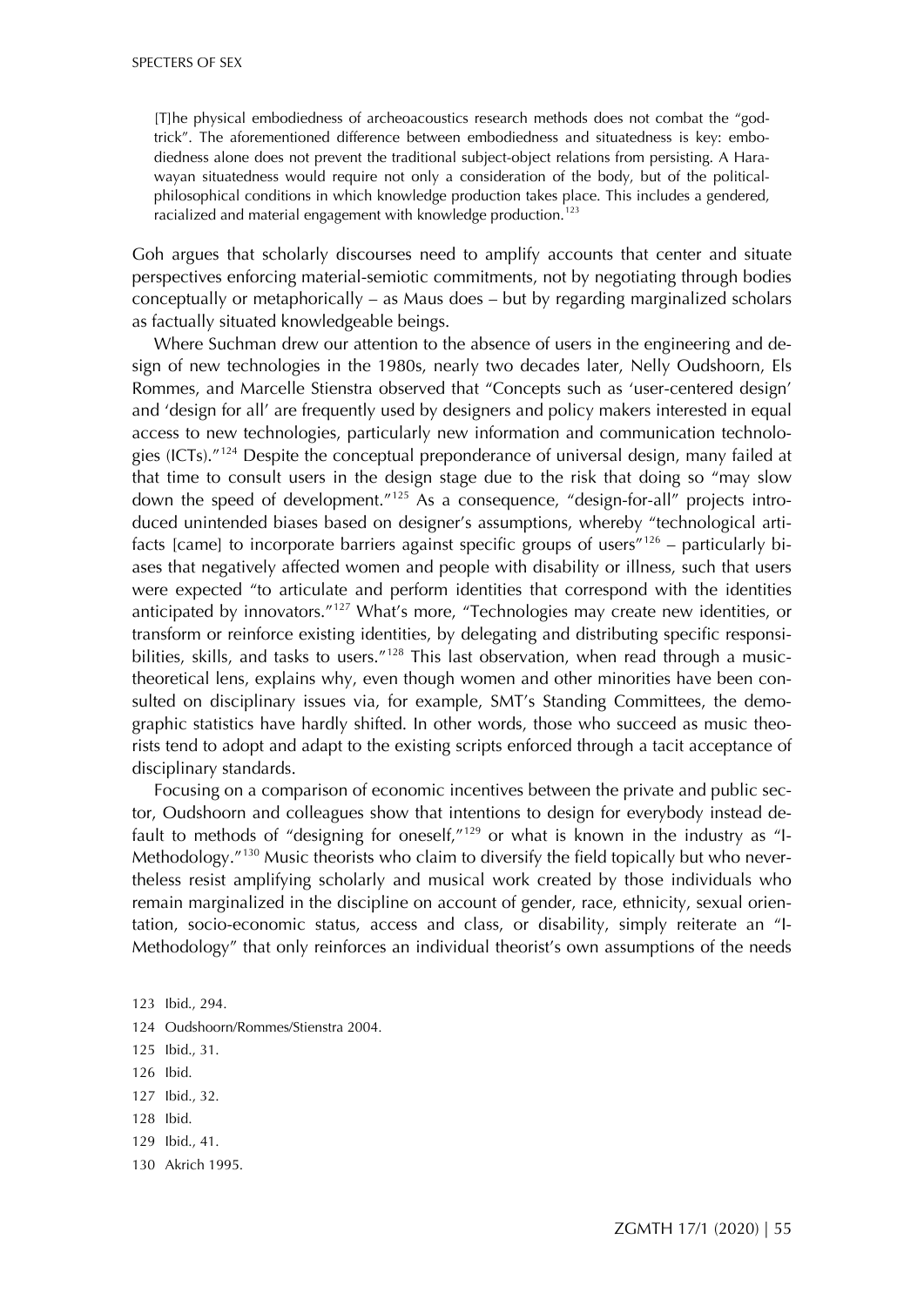> [T]he physical embodiedness of archeoacoustics research methods does not combat the "god-trick". The aforementioned difference between embodiedness and situatedness is key: embodiedness alone does not prevent the traditional subject-object relations from persisting. A Harawayan situatedness would require not only a consideration of the body, but of the political-philosophical conditions in which knowledge production takes place. This includes a gendered, racialized and material engagement with knowledge production.[123]

Goh argues that scholarly discourses need to amplify accounts that center and situate perspectives enforcing material-semiotic commitments, not by negotiating through bodies conceptually or metaphorically – as Maus does – but by regarding marginalized scholars as factually situated knowledgeable beings.

Where Suchman drew our attention to the absence of users in the engineering and design of new technologies in the 1980s, nearly two decades later, Nelly Oudshoorn, Els Rommes, and Marcelle Stienstra observed that "Concepts such as 'user-centered design' and 'design for all' are frequently used by designers and policy makers interested in equal access to new technologies, particularly new information and communication technologies (ICTs)."[124] Despite the conceptual preponderance of universal design, many failed at that time to consult users in the design stage due to the risk that doing so "may slow down the speed of development."[125] As a consequence, "design-for-all" projects introduced unintended biases based on designer's assumptions, whereby "technological artifacts [came] to incorporate barriers against specific groups of users"[126] – particularly biases that negatively affected women and people with disability or illness, such that users were expected "to articulate and perform identities that correspond with the identities anticipated by innovators."[127] What's more, "Technologies may create new identities, or transform or reinforce existing identities, by delegating and distributing specific responsibilities, skills, and tasks to users."[128] This last observation, when read through a music-theoretical lens, explains why, even though women and other minorities have been consulted on disciplinary issues via, for example, SMT's Standing Committees, the demographic statistics have hardly shifted. In other words, those who succeed as music theorists tend to adopt and adapt to the existing scripts enforced through a tacit acceptance of disciplinary standards.

Focusing on a comparison of economic incentives between the private and public sector, Oudshoorn and colleagues show that intentions to design for everybody instead default to methods of "designing for oneself,"[129] or what is known in the industry as "I-Methodology."[130] Music theorists who claim to diversify the field topically but who nevertheless resist amplifying scholarly and musical work created by those individuals who remain marginalized in the discipline on account of gender, race, ethnicity, sexual orientation, socio-economic status, access and class, or disability, simply reiterate an "I-Methodology" that only reinforces an individual theorist's own assumptions of the needs

123 Ibid., 294.

124 Oudshoorn/Rommes/Stienstra 2004.

125 Ibid., 31.

126 Ibid.

127 Ibid., 32.

128 Ibid.

129 Ibid., 41.

130 Akrich 1995.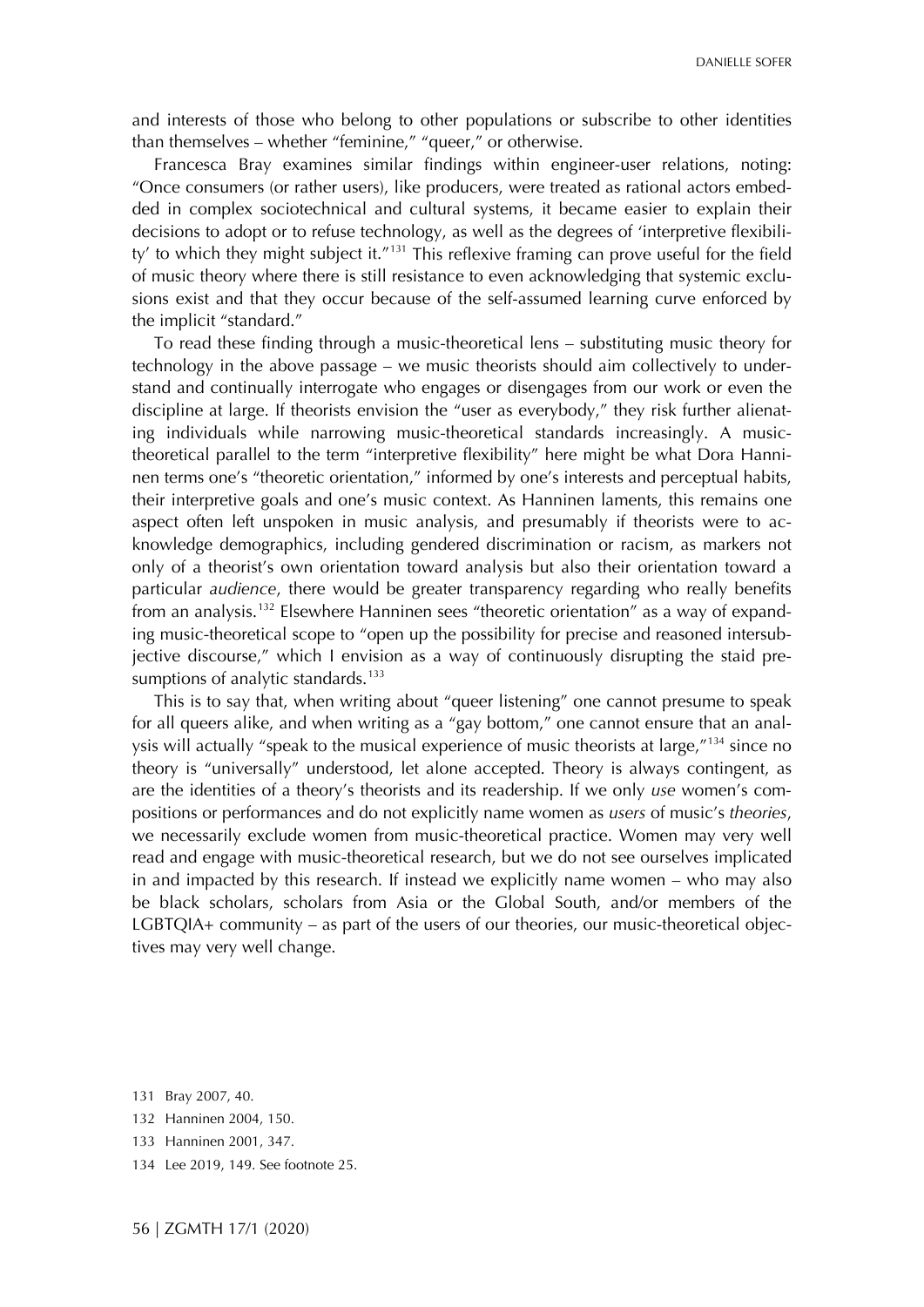and interests of those who belong to other populations or subscribe to other identities than themselves – whether "feminine," "queer," or otherwise.

Francesca Bray examines similar findings within engineer-user relations, noting: "Once consumers (or rather users), like producers, were treated as rational actors embedded in complex sociotechnical and cultural systems, it became easier to explain their decisions to adopt or to refuse technology, as well as the degrees of 'interpretive flexibility' to which they might subject it."[131] This reflexive framing can prove useful for the field of music theory where there is still resistance to even acknowledging that systemic exclusions exist and that they occur because of the self-assumed learning curve enforced by the implicit "standard."

To read these finding through a music-theoretical lens – substituting music theory for technology in the above passage – we music theorists should aim collectively to understand and continually interrogate who engages or disengages from our work or even the discipline at large. If theorists envision the "user as everybody," they risk further alienating individuals while narrowing music-theoretical standards increasingly. A music-theoretical parallel to the term "interpretive flexibility" here might be what Dora Hanninen terms one's "theoretic orientation," informed by one's interests and perceptual habits, their interpretive goals and one's music context. As Hanninen laments, this remains one aspect often left unspoken in music analysis, and presumably if theorists were to acknowledge demographics, including gendered discrimination or racism, as markers not only of a theorist's own orientation toward analysis but also their orientation toward a particular *audience*, there would be greater transparency regarding who really benefits from an analysis.[132] Elsewhere Hanninen sees "theoretic orientation" as a way of expanding music-theoretical scope to "open up the possibility for precise and reasoned intersubjective discourse," which I envision as a way of continuously disrupting the staid presumptions of analytic standards.[133]

This is to say that, when writing about "queer listening" one cannot presume to speak for all queers alike, and when writing as a "gay bottom," one cannot ensure that an analysis will actually "speak to the musical experience of music theorists at large,"[134] since no theory is "universally" understood, let alone accepted. Theory is always contingent, as are the identities of a theory's theorists and its readership. If we only *use* women's compositions or performances and do not explicitly name women as *users* of music's *theories*, we necessarily exclude women from music-theoretical practice. Women may very well read and engage with music-theoretical research, but we do not see ourselves implicated in and impacted by this research. If instead we explicitly name women – who may also be black scholars, scholars from Asia or the Global South, and/or members of the LGBTQIA+ community – as part of the users of our theories, our music-theoretical objectives may very well change.

131 Bray 2007, 40.

132 Hanninen 2004, 150.

133 Hanninen 2001, 347.

134 Lee 2019, 149. See footnote 25.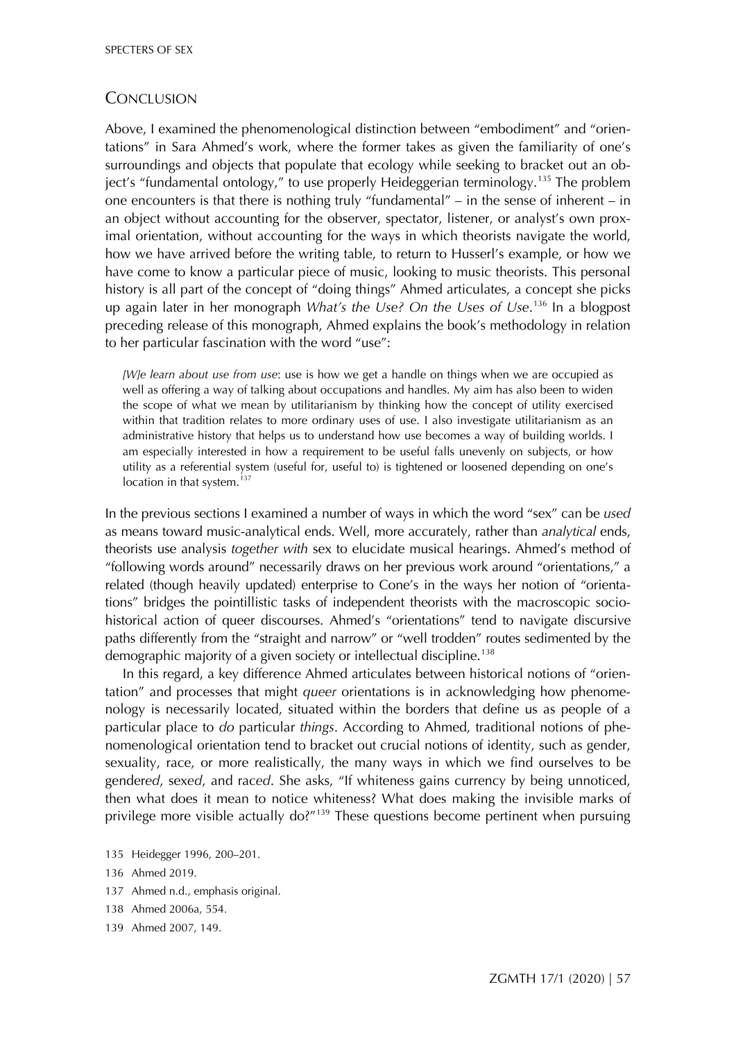## Conclusion

Above, I examined the phenomenological distinction between "embodiment" and "orientations" in Sara Ahmed's work, where the former takes as given the familiarity of one's surroundings and objects that populate that ecology while seeking to bracket out an object's "fundamental ontology," to use properly Heideggerian terminology.[135] The problem one encounters is that there is nothing truly "fundamental" – in the sense of inherent – in an object without accounting for the observer, spectator, listener, or analyst's own proximal orientation, without accounting for the ways in which theorists navigate the world, how we have arrived before the writing table, to return to Husserl's example, or how we have come to know a particular piece of music, looking to music theorists. This personal history is all part of the concept of "doing things" Ahmed articulates, a concept she picks up again later in her monograph *What's the Use? On the Uses of Use*.[136] In a blogpost preceding release of this monograph, Ahmed explains the book's methodology in relation to her particular fascination with the word "use":

> *[W]e learn about use from use*: use is how we get a handle on things when we are occupied as well as offering a way of talking about occupations and handles. My aim has also been to widen the scope of what we mean by utilitarianism by thinking how the concept of utility exercised within that tradition relates to more ordinary uses of use. I also investigate utilitarianism as an administrative history that helps us to understand how use becomes a way of building worlds. I am especially interested in how a requirement to be useful falls unevenly on subjects, or how utility as a referential system (useful for, useful to) is tightened or loosened depending on one's location in that system.[137]

In the previous sections I examined a number of ways in which the word "sex" can be *used* as means toward music-analytical ends. Well, more accurately, rather than *analytical* ends, theorists use analysis *together with* sex to elucidate musical hearings. Ahmed's method of "following words around" necessarily draws on her previous work around "orientations," a related (though heavily updated) enterprise to Cone's in the ways her notion of "orientations" bridges the pointillistic tasks of independent theorists with the macroscopic socio-historical action of queer discourses. Ahmed's "orientations" tend to navigate discursive paths differently from the "straight and narrow" or "well trodden" routes sedimented by the demographic majority of a given society or intellectual discipline.[138]

In this regard, a key difference Ahmed articulates between historical notions of "orientation" and processes that might *queer* orientations is in acknowledging how phenomenology is necessarily located, situated within the borders that define us as people of a particular place to *do* particular *things*. According to Ahmed, traditional notions of phenomenological orientation tend to bracket out crucial notions of identity, such as gender, sexuality, race, or more realistically, the many ways in which we find ourselves to be gender*ed*, sex*ed*, and rac*ed*. She asks, "If whiteness gains currency by being unnoticed, then what does it mean to notice whiteness? What does making the invisible marks of privilege more visible actually do?"[139] These questions become pertinent when pursuing

135 Heidegger 1996, 200–201.

136 Ahmed 2019.

137 Ahmed n.d., emphasis original.

138 Ahmed 2006a, 554.

139 Ahmed 2007, 149.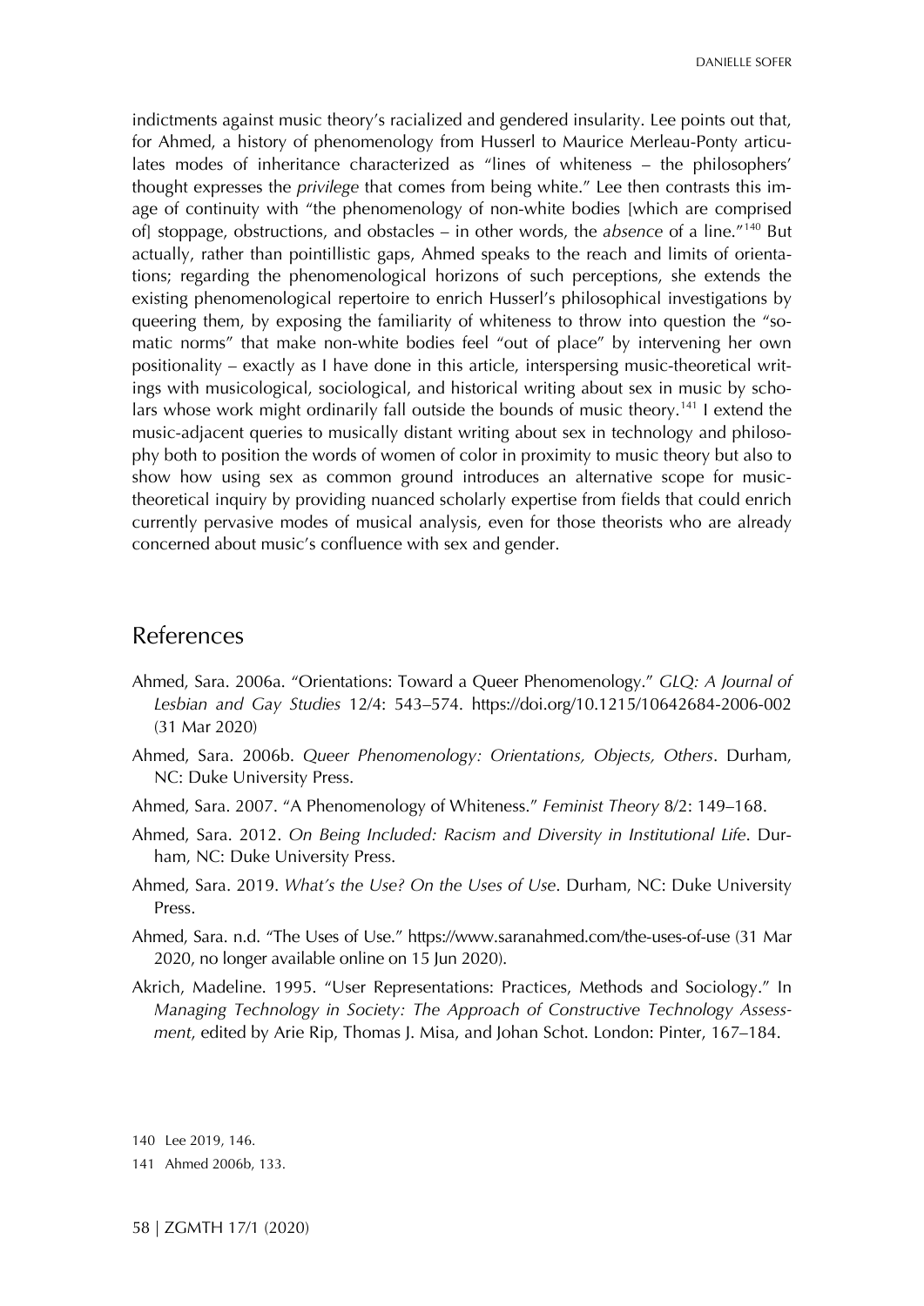indictments against music theory's racialized and gendered insularity. Lee points out that, for Ahmed, a history of phenomenology from Husserl to Maurice Merleau-Ponty articulates modes of inheritance characterized as "lines of whiteness – the philosophers' thought expresses the *privilege* that comes from being white." Lee then contrasts this image of continuity with "the phenomenology of non-white bodies [which are comprised of] stoppage, obstructions, and obstacles – in other words, the *absence* of a line."[140] But actually, rather than pointillistic gaps, Ahmed speaks to the reach and limits of orientations; regarding the phenomenological horizons of such perceptions, she extends the existing phenomenological repertoire to enrich Husserl's philosophical investigations by queering them, by exposing the familiarity of whiteness to throw into question the "somatic norms" that make non-white bodies feel "out of place" by intervening her own positionality – exactly as I have done in this article, interspersing music-theoretical writings with musicological, sociological, and historical writing about sex in music by scholars whose work might ordinarily fall outside the bounds of music theory.[141] I extend the music-adjacent queries to musically distant writing about sex in technology and philosophy both to position the words of women of color in proximity to music theory but also to show how using sex as common ground introduces an alternative scope for music-theoretical inquiry by providing nuanced scholarly expertise from fields that could enrich currently pervasive modes of musical analysis, even for those theorists who are already concerned about music's confluence with sex and gender.

## References

Ahmed, Sara. 2006a. "Orientations: Toward a Queer Phenomenology." *GLQ: A Journal of Lesbian and Gay Studies* 12/4: 543–574. https://doi.org/10.1215/10642684-2006-002 (31 Mar 2020)

Ahmed, Sara. 2006b. *Queer Phenomenology: Orientations, Objects, Others*. Durham, NC: Duke University Press.

Ahmed, Sara. 2007. "A Phenomenology of Whiteness." *Feminist Theory* 8/2: 149–168.

Ahmed, Sara. 2012. *On Being Included: Racism and Diversity in Institutional Life*. Durham, NC: Duke University Press.

Ahmed, Sara. 2019. *What's the Use? On the Uses of Use*. Durham, NC: Duke University Press.

Ahmed, Sara. n.d. "The Uses of Use." https://www.saranahmed.com/the-uses-of-use (31 Mar 2020, no longer available online on 15 Jun 2020).

Akrich, Madeline. 1995. "User Representations: Practices, Methods and Sociology." In *Managing Technology in Society: The Approach of Constructive Technology Assessment*, edited by Arie Rip, Thomas J. Misa, and Johan Schot. London: Pinter, 167–184.

140 Lee 2019, 146.

141 Ahmed 2006b, 133.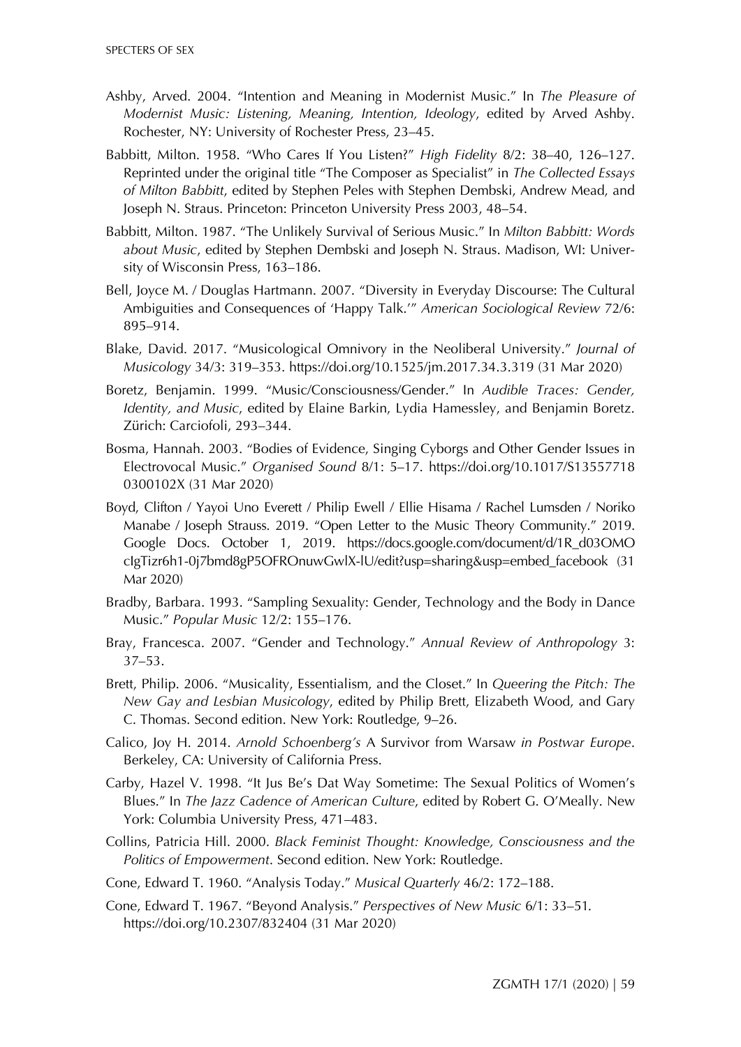Ashby, Arved. 2004. "Intention and Meaning in Modernist Music." In *The Pleasure of Modernist Music: Listening, Meaning, Intention, Ideology*, edited by Arved Ashby. Rochester, NY: University of Rochester Press, 23–45.

Babbitt, Milton. 1958. "Who Cares If You Listen?" *High Fidelity* 8/2: 38–40, 126–127. Reprinted under the original title "The Composer as Specialist" in *The Collected Essays of Milton Babbitt*, edited by Stephen Peles with Stephen Dembski, Andrew Mead, and Joseph N. Straus. Princeton: Princeton University Press 2003, 48–54.

Babbitt, Milton. 1987. "The Unlikely Survival of Serious Music." In *Milton Babbitt: Words about Music*, edited by Stephen Dembski and Joseph N. Straus. Madison, WI: University of Wisconsin Press, 163–186.

Bell, Joyce M. / Douglas Hartmann. 2007. "Diversity in Everyday Discourse: The Cultural Ambiguities and Consequences of 'Happy Talk.'" *American Sociological Review* 72/6: 895–914.

Blake, David. 2017. "Musicological Omnivory in the Neoliberal University." *Journal of Musicology* 34/3: 319–353. https://doi.org/10.1525/jm.2017.34.3.319 (31 Mar 2020)

Boretz, Benjamin. 1999. "Music/Consciousness/Gender." In *Audible Traces: Gender, Identity, and Music*, edited by Elaine Barkin, Lydia Hamessley, and Benjamin Boretz. Zürich: Carciofoli, 293–344.

Bosma, Hannah. 2003. "Bodies of Evidence, Singing Cyborgs and Other Gender Issues in Electrovocal Music." *Organised Sound* 8/1: 5–17. https://doi.org/10.1017/S135577180300102X (31 Mar 2020)

Boyd, Clifton / Yayoi Uno Everett / Philip Ewell / Ellie Hisama / Rachel Lumsden / Noriko Manabe / Joseph Strauss. 2019. "Open Letter to the Music Theory Community." 2019. Google Docs. October 1, 2019. https://docs.google.com/document/d/1R_d03OMOcIgTizr6h1-0j7bmd8gP5OFROnuwGwlX-lU/edit?usp=sharing&usp=embed_facebook (31 Mar 2020)

Bradby, Barbara. 1993. "Sampling Sexuality: Gender, Technology and the Body in Dance Music." *Popular Music* 12/2: 155–176.

Bray, Francesca. 2007. "Gender and Technology." *Annual Review of Anthropology* 3: 37–53.

Brett, Philip. 2006. "Musicality, Essentialism, and the Closet." In *Queering the Pitch: The New Gay and Lesbian Musicology*, edited by Philip Brett, Elizabeth Wood, and Gary C. Thomas. Second edition. New York: Routledge, 9–26.

Calico, Joy H. 2014. *Arnold Schoenberg's* A Survivor from Warsaw *in Postwar Europe*. Berkeley, CA: University of California Press.

Carby, Hazel V. 1998. "It Jus Be's Dat Way Sometime: The Sexual Politics of Women's Blues." In *The Jazz Cadence of American Culture*, edited by Robert G. O'Meally. New York: Columbia University Press, 471–483.

Collins, Patricia Hill. 2000. *Black Feminist Thought: Knowledge, Consciousness and the Politics of Empowerment*. Second edition. New York: Routledge.

Cone, Edward T. 1960. "Analysis Today." *Musical Quarterly* 46/2: 172–188.

Cone, Edward T. 1967. "Beyond Analysis." *Perspectives of New Music* 6/1: 33–51. https://doi.org/10.2307/832404 (31 Mar 2020)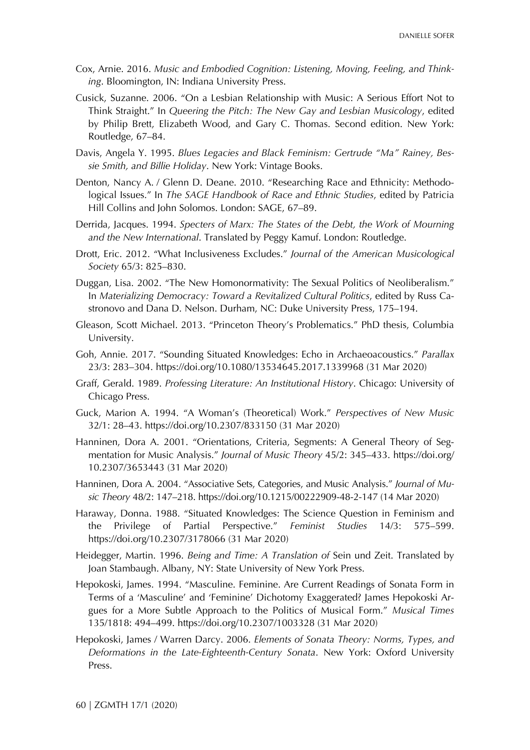Cox, Arnie. 2016. *Music and Embodied Cognition: Listening, Moving, Feeling, and Thinking*. Bloomington, IN: Indiana University Press.

Cusick, Suzanne. 2006. "On a Lesbian Relationship with Music: A Serious Effort Not to Think Straight." In *Queering the Pitch: The New Gay and Lesbian Musicology*, edited by Philip Brett, Elizabeth Wood, and Gary C. Thomas. Second edition. New York: Routledge, 67–84.

Davis, Angela Y. 1995. *Blues Legacies and Black Feminism: Gertrude "Ma" Rainey, Bessie Smith, and Billie Holiday*. New York: Vintage Books.

Denton, Nancy A. / Glenn D. Deane. 2010. "Researching Race and Ethnicity: Methodological Issues." In *The SAGE Handbook of Race and Ethnic Studies*, edited by Patricia Hill Collins and John Solomos. London: SAGE, 67–89.

Derrida, Jacques. 1994. *Specters of Marx: The States of the Debt, the Work of Mourning and the New International*. Translated by Peggy Kamuf. London: Routledge.

Drott, Eric. 2012. "What Inclusiveness Excludes." *Journal of the American Musicological Society* 65/3: 825–830.

Duggan, Lisa. 2002. "The New Homonormativity: The Sexual Politics of Neoliberalism." In *Materializing Democracy: Toward a Revitalized Cultural Politics*, edited by Russ Castronovo and Dana D. Nelson. Durham, NC: Duke University Press, 175–194.

Gleason, Scott Michael. 2013. "Princeton Theory's Problematics." PhD thesis, Columbia University.

Goh, Annie. 2017. "Sounding Situated Knowledges: Echo in Archaeoacoustics." *Parallax* 23/3: 283–304. https://doi.org/10.1080/13534645.2017.1339968 (31 Mar 2020)

Graff, Gerald. 1989. *Professing Literature: An Institutional History*. Chicago: University of Chicago Press.

Guck, Marion A. 1994. "A Woman's (Theoretical) Work." *Perspectives of New Music* 32/1: 28–43. https://doi.org/10.2307/833150 (31 Mar 2020)

Hanninen, Dora A. 2001. "Orientations, Criteria, Segments: A General Theory of Segmentation for Music Analysis." *Journal of Music Theory* 45/2: 345–433. https://doi.org/10.2307/3653443 (31 Mar 2020)

Hanninen, Dora A. 2004. "Associative Sets, Categories, and Music Analysis." *Journal of Music Theory* 48/2: 147–218. https://doi.org/10.1215/00222909-48-2-147 (14 Mar 2020)

Haraway, Donna. 1988. "Situated Knowledges: The Science Question in Feminism and the Privilege of Partial Perspective." *Feminist Studies* 14/3: 575–599. https://doi.org/10.2307/3178066 (31 Mar 2020)

Heidegger, Martin. 1996. *Being and Time: A Translation of* Sein und Zeit. Translated by Joan Stambaugh. Albany, NY: State University of New York Press.

Hepokoski, James. 1994. "Masculine. Feminine. Are Current Readings of Sonata Form in Terms of a 'Masculine' and 'Feminine' Dichotomy Exaggerated? James Hepokoski Argues for a More Subtle Approach to the Politics of Musical Form." *Musical Times* 135/1818: 494–499. https://doi.org/10.2307/1003328 (31 Mar 2020)

Hepokoski, James / Warren Darcy. 2006. *Elements of Sonata Theory: Norms, Types, and Deformations in the Late-Eighteenth-Century Sonata*. New York: Oxford University Press.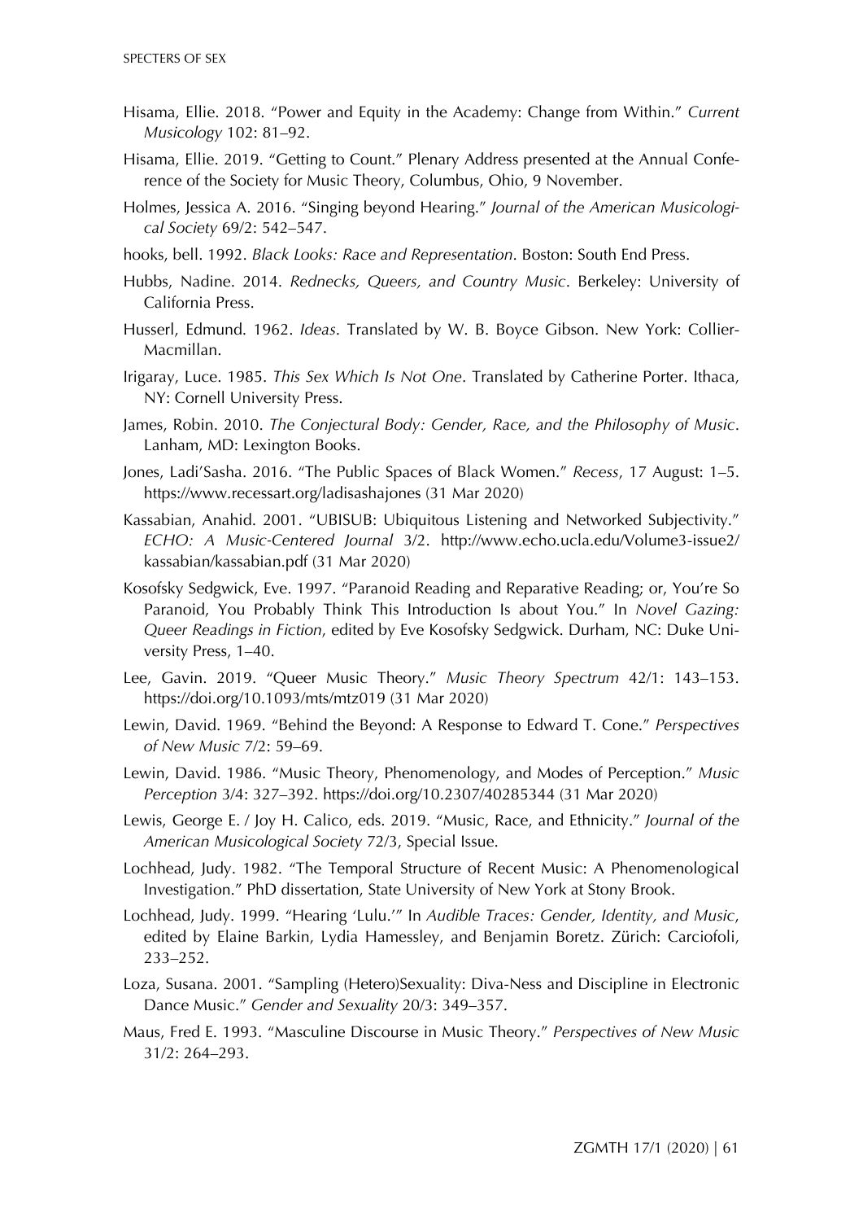Hisama, Ellie. 2018. "Power and Equity in the Academy: Change from Within." *Current Musicology* 102: 81–92.

Hisama, Ellie. 2019. "Getting to Count." Plenary Address presented at the Annual Conference of the Society for Music Theory, Columbus, Ohio, 9 November.

Holmes, Jessica A. 2016. "Singing beyond Hearing." *Journal of the American Musicological Society* 69/2: 542–547.

hooks, bell. 1992. *Black Looks: Race and Representation*. Boston: South End Press.

Hubbs, Nadine. 2014. *Rednecks, Queers, and Country Music*. Berkeley: University of California Press.

Husserl, Edmund. 1962. *Ideas*. Translated by W. B. Boyce Gibson. New York: Collier-Macmillan.

Irigaray, Luce. 1985. *This Sex Which Is Not One*. Translated by Catherine Porter. Ithaca, NY: Cornell University Press.

James, Robin. 2010. *The Conjectural Body: Gender, Race, and the Philosophy of Music*. Lanham, MD: Lexington Books.

Jones, Ladi'Sasha. 2016. "The Public Spaces of Black Women." *Recess*, 17 August: 1–5. https://www.recessart.org/ladisashajones (31 Mar 2020)

Kassabian, Anahid. 2001. "UBISUB: Ubiquitous Listening and Networked Subjectivity." *ECHO: A Music-Centered Journal* 3/2. http://www.echo.ucla.edu/Volume3-issue2/kassabian/kassabian.pdf (31 Mar 2020)

Kosofsky Sedgwick, Eve. 1997. "Paranoid Reading and Reparative Reading; or, You're So Paranoid, You Probably Think This Introduction Is about You." In *Novel Gazing: Queer Readings in Fiction*, edited by Eve Kosofsky Sedgwick. Durham, NC: Duke University Press, 1–40.

Lee, Gavin. 2019. "Queer Music Theory." *Music Theory Spectrum* 42/1: 143–153. https://doi.org/10.1093/mts/mtz019 (31 Mar 2020)

Lewin, David. 1969. "Behind the Beyond: A Response to Edward T. Cone." *Perspectives of New Music* 7/2: 59–69.

Lewin, David. 1986. "Music Theory, Phenomenology, and Modes of Perception." *Music Perception* 3/4: 327–392. https://doi.org/10.2307/40285344 (31 Mar 2020)

Lewis, George E. / Joy H. Calico, eds. 2019. "Music, Race, and Ethnicity." *Journal of the American Musicological Society* 72/3, Special Issue.

Lochhead, Judy. 1982. "The Temporal Structure of Recent Music: A Phenomenological Investigation." PhD dissertation, State University of New York at Stony Brook.

Lochhead, Judy. 1999. "Hearing 'Lulu.'" In *Audible Traces: Gender, Identity, and Music*, edited by Elaine Barkin, Lydia Hamessley, and Benjamin Boretz. Zürich: Carciofoli, 233–252.

Loza, Susana. 2001. "Sampling (Hetero)Sexuality: Diva-Ness and Discipline in Electronic Dance Music." *Gender and Sexuality* 20/3: 349–357.

Maus, Fred E. 1993. "Masculine Discourse in Music Theory." *Perspectives of New Music* 31/2: 264–293.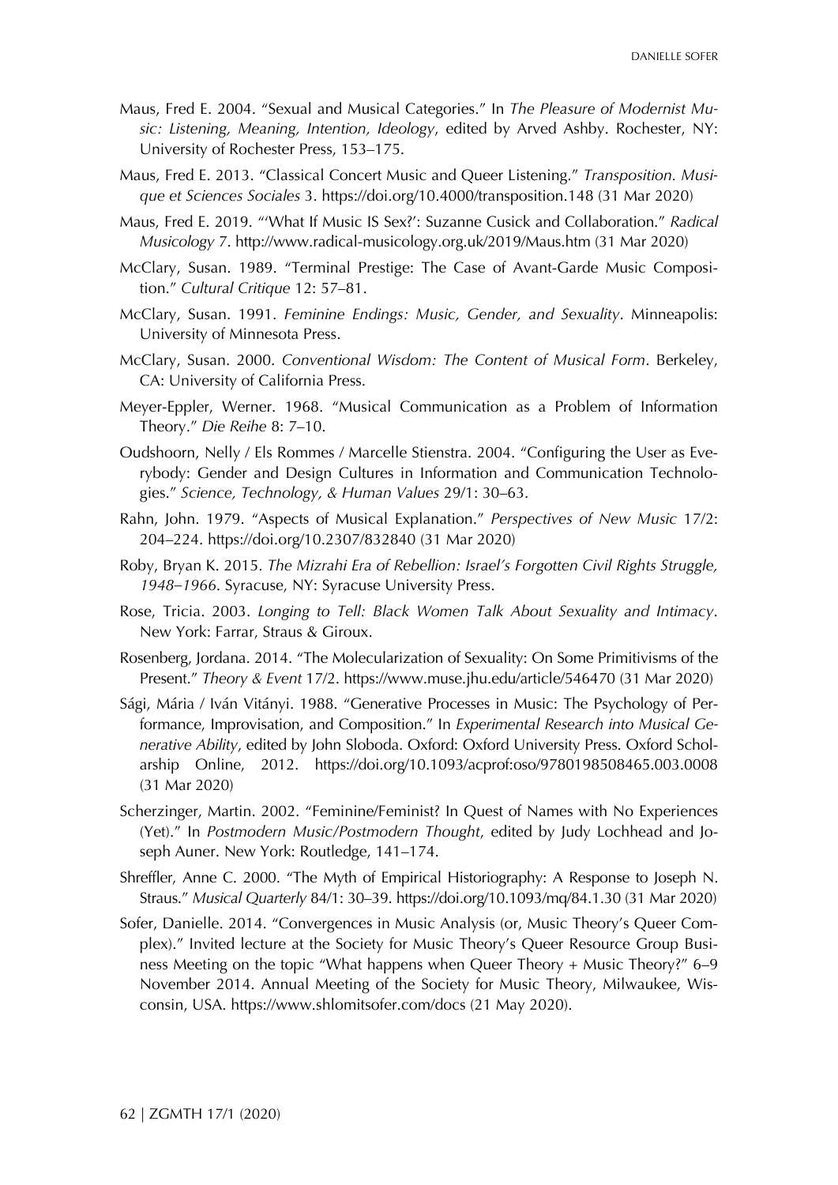Maus, Fred E. 2004. "Sexual and Musical Categories." In *The Pleasure of Modernist Music: Listening, Meaning, Intention, Ideology*, edited by Arved Ashby. Rochester, NY: University of Rochester Press, 153–175.

Maus, Fred E. 2013. "Classical Concert Music and Queer Listening." *Transposition. Musique et Sciences Sociales* 3. https://doi.org/10.4000/transposition.148 (31 Mar 2020)

Maus, Fred E. 2019. "'What If Music IS Sex?': Suzanne Cusick and Collaboration." *Radical Musicology* 7. http://www.radical-musicology.org.uk/2019/Maus.htm (31 Mar 2020)

McClary, Susan. 1989. "Terminal Prestige: The Case of Avant-Garde Music Composition." *Cultural Critique* 12: 57–81.

McClary, Susan. 1991. *Feminine Endings: Music, Gender, and Sexuality*. Minneapolis: University of Minnesota Press.

McClary, Susan. 2000. *Conventional Wisdom: The Content of Musical Form*. Berkeley, CA: University of California Press.

Meyer-Eppler, Werner. 1968. "Musical Communication as a Problem of Information Theory." *Die Reihe* 8: 7–10.

Oudshoorn, Nelly / Els Rommes / Marcelle Stienstra. 2004. "Configuring the User as Everybody: Gender and Design Cultures in Information and Communication Technologies." *Science, Technology, & Human Values* 29/1: 30–63.

Rahn, John. 1979. "Aspects of Musical Explanation." *Perspectives of New Music* 17/2: 204–224. https://doi.org/10.2307/832840 (31 Mar 2020)

Roby, Bryan K. 2015. *The Mizrahi Era of Rebellion: Israel's Forgotten Civil Rights Struggle, 1948–1966*. Syracuse, NY: Syracuse University Press.

Rose, Tricia. 2003. *Longing to Tell: Black Women Talk About Sexuality and Intimacy*. New York: Farrar, Straus & Giroux.

Rosenberg, Jordana. 2014. "The Molecularization of Sexuality: On Some Primitivisms of the Present." *Theory & Event* 17/2. https://www.muse.jhu.edu/article/546470 (31 Mar 2020)

Sági, Mária / Iván Vitányi. 1988. "Generative Processes in Music: The Psychology of Performance, Improvisation, and Composition." In *Experimental Research into Musical Generative Ability*, edited by John Sloboda. Oxford: Oxford University Press. Oxford Scholarship Online, 2012. https://doi.org/10.1093/acprof:oso/9780198508465.003.0008 (31 Mar 2020)

Scherzinger, Martin. 2002. "Feminine/Feminist? In Quest of Names with No Experiences (Yet)." In *Postmodern Music/Postmodern Thought*, edited by Judy Lochhead and Joseph Auner. New York: Routledge, 141–174.

Shreffler, Anne C. 2000. "The Myth of Empirical Historiography: A Response to Joseph N. Straus." *Musical Quarterly* 84/1: 30–39. https://doi.org/10.1093/mq/84.1.30 (31 Mar 2020)

Sofer, Danielle. 2014. "Convergences in Music Analysis (or, Music Theory's Queer Complex)." Invited lecture at the Society for Music Theory's Queer Resource Group Business Meeting on the topic "What happens when Queer Theory + Music Theory?" 6–9 November 2014. Annual Meeting of the Society for Music Theory, Milwaukee, Wisconsin, USA. https://www.shlomitsofer.com/docs (21 May 2020).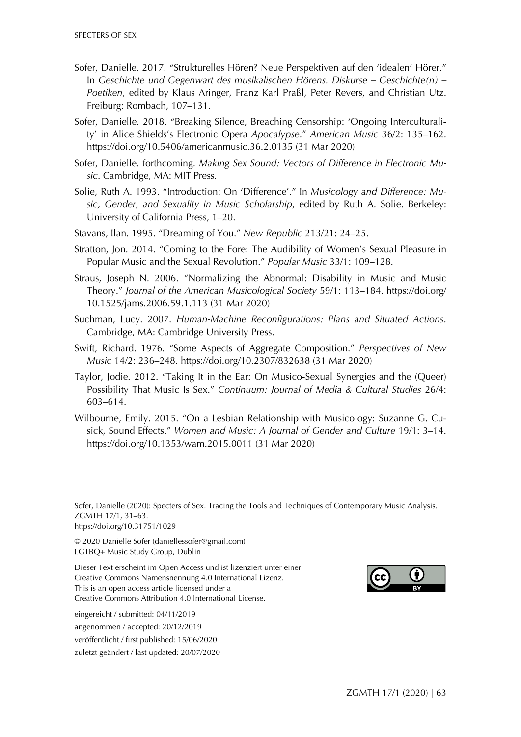Sofer, Danielle. 2017. "Strukturelles Hören? Neue Perspektiven auf den 'idealen' Hörer." In *Geschichte und Gegenwart des musikalischen Hörens. Diskurse – Geschichte(n) – Poetiken*, edited by Klaus Aringer, Franz Karl Praßl, Peter Revers, and Christian Utz. Freiburg: Rombach, 107–131.

Sofer, Danielle. 2018. "Breaking Silence, Breaching Censorship: 'Ongoing Interculturality' in Alice Shields's Electronic Opera *Apocalypse*." *American Music* 36/2: 135–162. https://doi.org/10.5406/americanmusic.36.2.0135 (31 Mar 2020)

Sofer, Danielle. forthcoming. *Making Sex Sound: Vectors of Difference in Electronic Music*. Cambridge, MA: MIT Press.

Solie, Ruth A. 1993. "Introduction: On 'Difference'." In *Musicology and Difference: Music, Gender, and Sexuality in Music Scholarship*, edited by Ruth A. Solie. Berkeley: University of California Press, 1–20.

Stavans, Ilan. 1995. "Dreaming of You." *New Republic* 213/21: 24–25.

Stratton, Jon. 2014. "Coming to the Fore: The Audibility of Women's Sexual Pleasure in Popular Music and the Sexual Revolution." *Popular Music* 33/1: 109–128.

Straus, Joseph N. 2006. "Normalizing the Abnormal: Disability in Music and Music Theory." *Journal of the American Musicological Society* 59/1: 113–184. https://doi.org/10.1525/jams.2006.59.1.113 (31 Mar 2020)

Suchman, Lucy. 2007. *Human-Machine Reconfigurations: Plans and Situated Actions*. Cambridge, MA: Cambridge University Press.

Swift, Richard. 1976. "Some Aspects of Aggregate Composition." *Perspectives of New Music* 14/2: 236–248. https://doi.org/10.2307/832638 (31 Mar 2020)

Taylor, Jodie. 2012. "Taking It in the Ear: On Musico-Sexual Synergies and the (Queer) Possibility That Music Is Sex." *Continuum: Journal of Media & Cultural Studies* 26/4: 603–614.

Wilbourne, Emily. 2015. "On a Lesbian Relationship with Musicology: Suzanne G. Cusick, Sound Effects." *Women and Music: A Journal of Gender and Culture* 19/1: 3–14. https://doi.org/10.1353/wam.2015.0011 (31 Mar 2020)

Sofer, Danielle (2020): Specters of Sex. Tracing the Tools and Techniques of Contemporary Music Analysis. ZGMTH 17/1, 31–63.
https://doi.org/10.31751/1029

© 2020 Danielle Sofer (daniellessofer@gmail.com)
LGTBQ+ Music Study Group, Dublin

Dieser Text erscheint im Open Access und ist lizenziert unter einer Creative Commons Namensnennung 4.0 International Lizenz.
This is an open access article licensed under a Creative Commons Attribution 4.0 International License.

eingereicht / submitted: 04/11/2019
angenommen / accepted: 20/12/2019
veröffentlicht / first published: 15/06/2020
zuletzt geändert / last updated: 20/07/2020